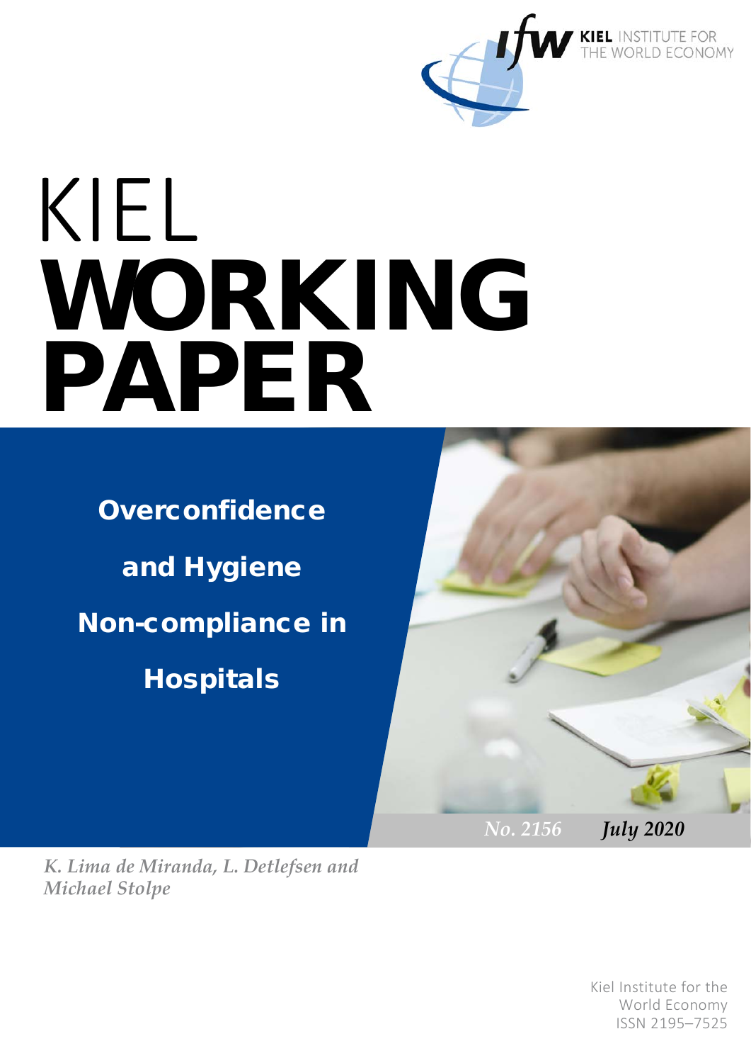KIEL INSTITUTE FOR THE WORLD ECONOMY

# KIEL WORKING PAPER

## Overconfidence and Hygiene Non-compliance in Hospitals

*No. 2156* *July 2020*

*K. Lima de Miranda, L. Detlefsen and Michael Stolpe*

Kiel Institute for the World Economy
ISSN 2195–7525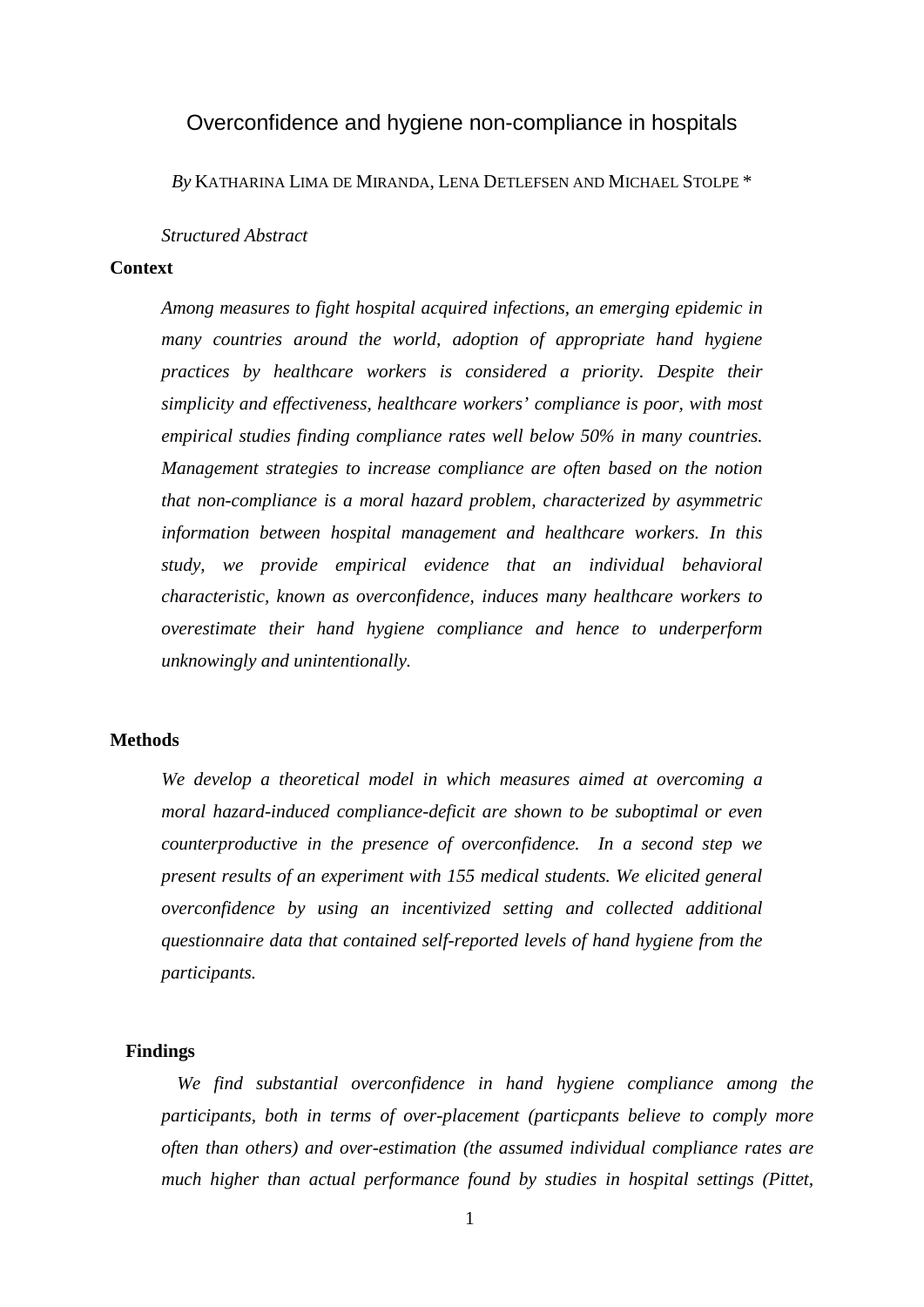# Overconfidence and hygiene non-compliance in hospitals

*By* KATHARINA LIMA DE MIRANDA, LENA DETLEFSEN AND MICHAEL STOLPE *

*Structured Abstract*

**Context**

*Among measures to fight hospital acquired infections, an emerging epidemic in many countries around the world, adoption of appropriate hand hygiene practices by healthcare workers is considered a priority. Despite their simplicity and effectiveness, healthcare workers' compliance is poor, with most empirical studies finding compliance rates well below 50% in many countries. Management strategies to increase compliance are often based on the notion that non-compliance is a moral hazard problem, characterized by asymmetric information between hospital management and healthcare workers. In this study, we provide empirical evidence that an individual behavioral characteristic, known as overconfidence, induces many healthcare workers to overestimate their hand hygiene compliance and hence to underperform unknowingly and unintentionally.*

**Methods**

*We develop a theoretical model in which measures aimed at overcoming a moral hazard-induced compliance-deficit are shown to be suboptimal or even counterproductive in the presence of overconfidence. In a second step we present results of an experiment with 155 medical students. We elicited general overconfidence by using an incentivized setting and collected additional questionnaire data that contained self-reported levels of hand hygiene from the participants.*

**Findings**

*We find substantial overconfidence in hand hygiene compliance among the participants, both in terms of over-placement (particpants believe to comply more often than others) and over-estimation (the assumed individual compliance rates are much higher than actual performance found by studies in hospital settings (Pittet,*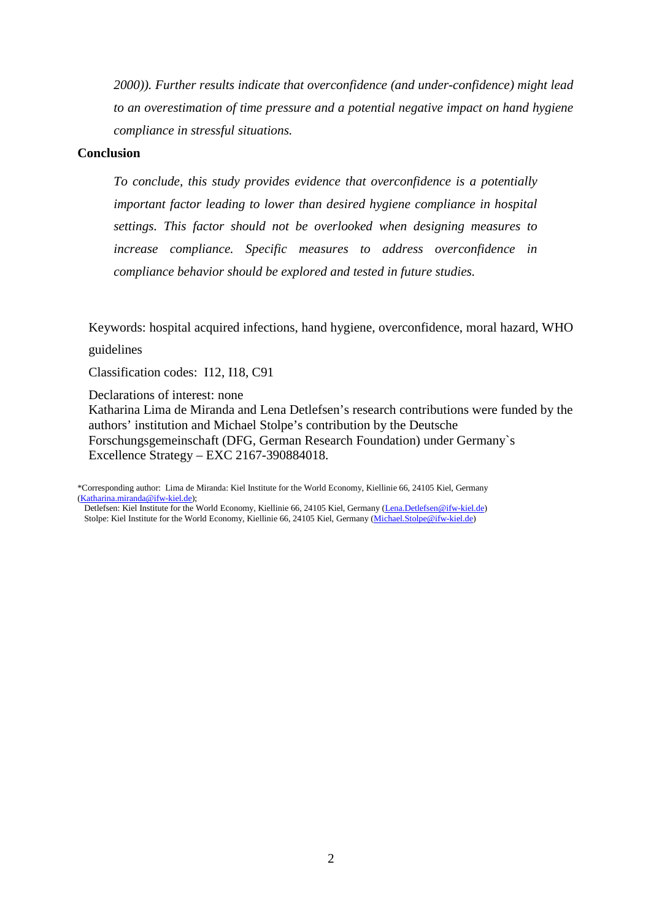*2000)). Further results indicate that overconfidence (and under-confidence) might lead to an overestimation of time pressure and a potential negative impact on hand hygiene compliance in stressful situations.*

**Conclusion**

*To conclude, this study provides evidence that overconfidence is a potentially important factor leading to lower than desired hygiene compliance in hospital settings. This factor should not be overlooked when designing measures to increase compliance. Specific measures to address overconfidence in compliance behavior should be explored and tested in future studies.*

Keywords: hospital acquired infections, hand hygiene, overconfidence, moral hazard, WHO guidelines

Classification codes: I12, I18, C91

Declarations of interest: none

Katharina Lima de Miranda and Lena Detlefsen's research contributions were funded by the authors' institution and Michael Stolpe's contribution by the Deutsche Forschungsgemeinschaft (DFG, German Research Foundation) under Germany`s Excellence Strategy – EXC 2167-390884018.

*Corresponding author: Lima de Miranda: Kiel Institute for the World Economy, Kiellinie 66, 24105 Kiel, Germany (Katharina.miranda@ifw-kiel.de);
Detlefsen: Kiel Institute for the World Economy, Kiellinie 66, 24105 Kiel, Germany (Lena.Detlefsen@ifw-kiel.de)
Stolpe: Kiel Institute for the World Economy, Kiellinie 66, 24105 Kiel, Germany (Michael.Stolpe@ifw-kiel.de)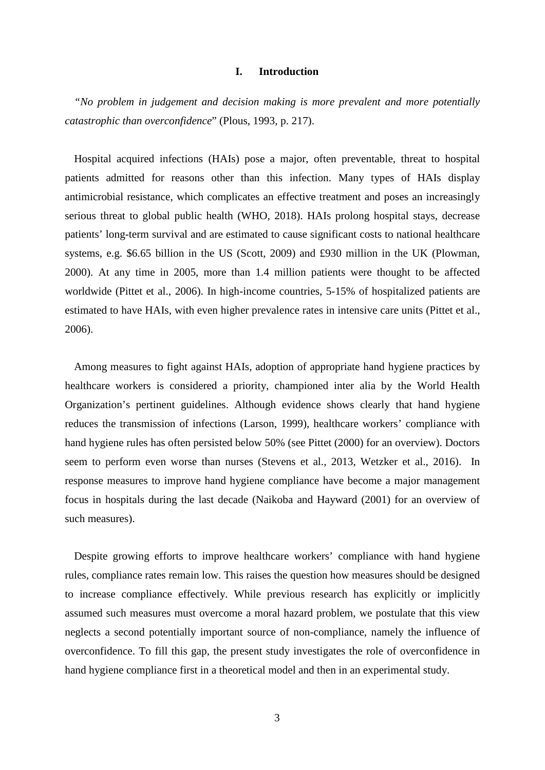# I. Introduction

"*No problem in judgement and decision making is more prevalent and more potentially catastrophic than overconfidence*" (Plous, 1993, p. 217).

Hospital acquired infections (HAIs) pose a major, often preventable, threat to hospital patients admitted for reasons other than this infection. Many types of HAIs display antimicrobial resistance, which complicates an effective treatment and poses an increasingly serious threat to global public health (WHO, 2018). HAIs prolong hospital stays, decrease patients' long-term survival and are estimated to cause significant costs to national healthcare systems, e.g. \$6.65 billion in the US (Scott, 2009) and £930 million in the UK (Plowman, 2000). At any time in 2005, more than 1.4 million patients were thought to be affected worldwide (Pittet et al., 2006). In high-income countries, 5-15% of hospitalized patients are estimated to have HAIs, with even higher prevalence rates in intensive care units (Pittet et al., 2006).

Among measures to fight against HAIs, adoption of appropriate hand hygiene practices by healthcare workers is considered a priority, championed inter alia by the World Health Organization's pertinent guidelines. Although evidence shows clearly that hand hygiene reduces the transmission of infections (Larson, 1999), healthcare workers' compliance with hand hygiene rules has often persisted below 50% (see Pittet (2000) for an overview). Doctors seem to perform even worse than nurses (Stevens et al., 2013, Wetzker et al., 2016). In response measures to improve hand hygiene compliance have become a major management focus in hospitals during the last decade (Naikoba and Hayward (2001) for an overview of such measures).

Despite growing efforts to improve healthcare workers' compliance with hand hygiene rules, compliance rates remain low. This raises the question how measures should be designed to increase compliance effectively. While previous research has explicitly or implicitly assumed such measures must overcome a moral hazard problem, we postulate that this view neglects a second potentially important source of non-compliance, namely the influence of overconfidence. To fill this gap, the present study investigates the role of overconfidence in hand hygiene compliance first in a theoretical model and then in an experimental study.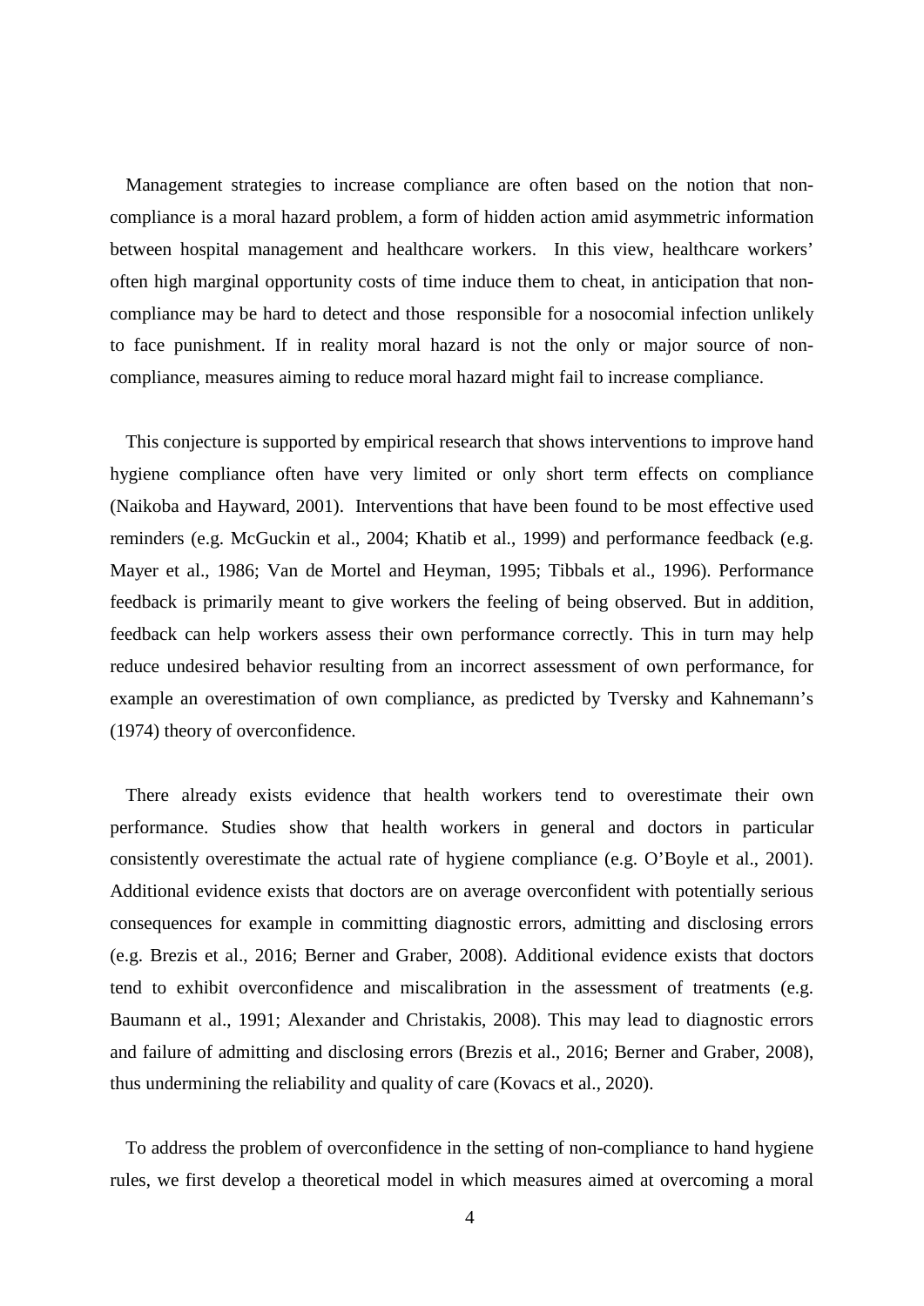Management strategies to increase compliance are often based on the notion that non-compliance is a moral hazard problem, a form of hidden action amid asymmetric information between hospital management and healthcare workers. In this view, healthcare workers' often high marginal opportunity costs of time induce them to cheat, in anticipation that non-compliance may be hard to detect and those responsible for a nosocomial infection unlikely to face punishment. If in reality moral hazard is not the only or major source of non-compliance, measures aiming to reduce moral hazard might fail to increase compliance.

This conjecture is supported by empirical research that shows interventions to improve hand hygiene compliance often have very limited or only short term effects on compliance (Naikoba and Hayward, 2001). Interventions that have been found to be most effective used reminders (e.g. McGuckin et al., 2004; Khatib et al., 1999) and performance feedback (e.g. Mayer et al., 1986; Van de Mortel and Heyman, 1995; Tibbals et al., 1996). Performance feedback is primarily meant to give workers the feeling of being observed. But in addition, feedback can help workers assess their own performance correctly. This in turn may help reduce undesired behavior resulting from an incorrect assessment of own performance, for example an overestimation of own compliance, as predicted by Tversky and Kahnemann's (1974) theory of overconfidence.

There already exists evidence that health workers tend to overestimate their own performance. Studies show that health workers in general and doctors in particular consistently overestimate the actual rate of hygiene compliance (e.g. O'Boyle et al., 2001). Additional evidence exists that doctors are on average overconfident with potentially serious consequences for example in committing diagnostic errors, admitting and disclosing errors (e.g. Brezis et al., 2016; Berner and Graber, 2008). Additional evidence exists that doctors tend to exhibit overconfidence and miscalibration in the assessment of treatments (e.g. Baumann et al., 1991; Alexander and Christakis, 2008). This may lead to diagnostic errors and failure of admitting and disclosing errors (Brezis et al., 2016; Berner and Graber, 2008), thus undermining the reliability and quality of care (Kovacs et al., 2020).

To address the problem of overconfidence in the setting of non-compliance to hand hygiene rules, we first develop a theoretical model in which measures aimed at overcoming a moral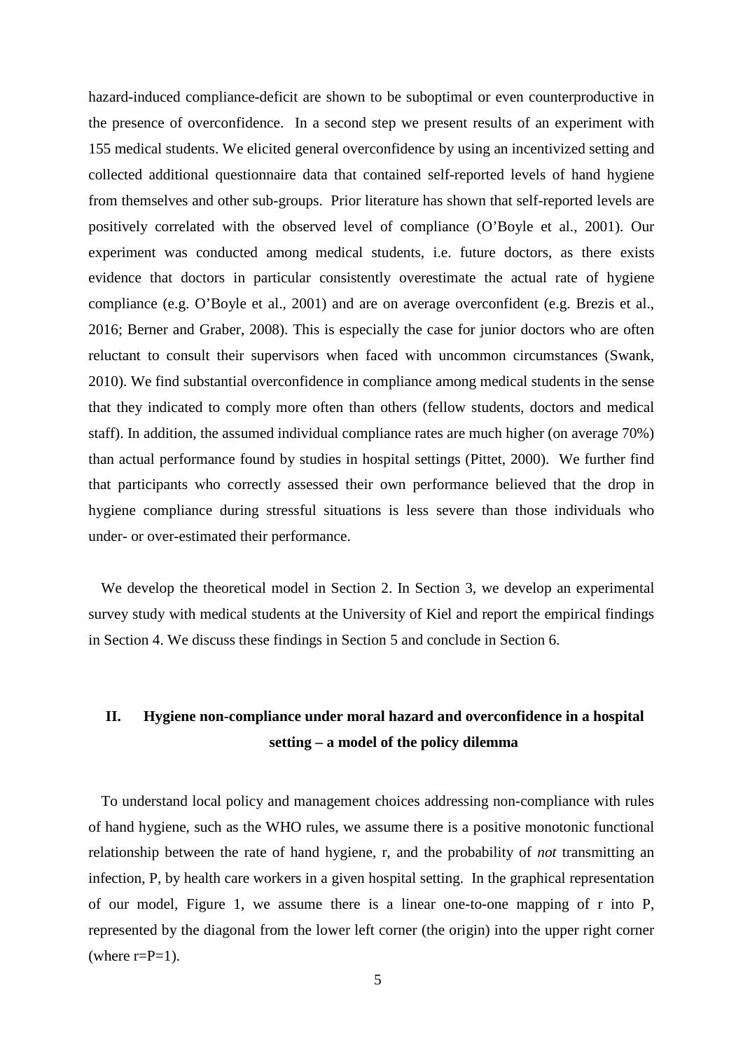hazard-induced compliance-deficit are shown to be suboptimal or even counterproductive in the presence of overconfidence. In a second step we present results of an experiment with 155 medical students. We elicited general overconfidence by using an incentivized setting and collected additional questionnaire data that contained self-reported levels of hand hygiene from themselves and other sub-groups. Prior literature has shown that self-reported levels are positively correlated with the observed level of compliance (O'Boyle et al., 2001). Our experiment was conducted among medical students, i.e. future doctors, as there exists evidence that doctors in particular consistently overestimate the actual rate of hygiene compliance (e.g. O'Boyle et al., 2001) and are on average overconfident (e.g. Brezis et al., 2016; Berner and Graber, 2008). This is especially the case for junior doctors who are often reluctant to consult their supervisors when faced with uncommon circumstances (Swank, 2010). We find substantial overconfidence in compliance among medical students in the sense that they indicated to comply more often than others (fellow students, doctors and medical staff). In addition, the assumed individual compliance rates are much higher (on average 70%) than actual performance found by studies in hospital settings (Pittet, 2000). We further find that participants who correctly assessed their own performance believed that the drop in hygiene compliance during stressful situations is less severe than those individuals who under- or over-estimated their performance.

We develop the theoretical model in Section 2. In Section 3, we develop an experimental survey study with medical students at the University of Kiel and report the empirical findings in Section 4. We discuss these findings in Section 5 and conclude in Section 6.

## II. Hygiene non-compliance under moral hazard and overconfidence in a hospital setting – a model of the policy dilemma

To understand local policy and management choices addressing non-compliance with rules of hand hygiene, such as the WHO rules, we assume there is a positive monotonic functional relationship between the rate of hand hygiene, r, and the probability of *not* transmitting an infection, P, by health care workers in a given hospital setting. In the graphical representation of our model, Figure 1, we assume there is a linear one-to-one mapping of r into P, represented by the diagonal from the lower left corner (the origin) into the upper right corner (where r=P=1).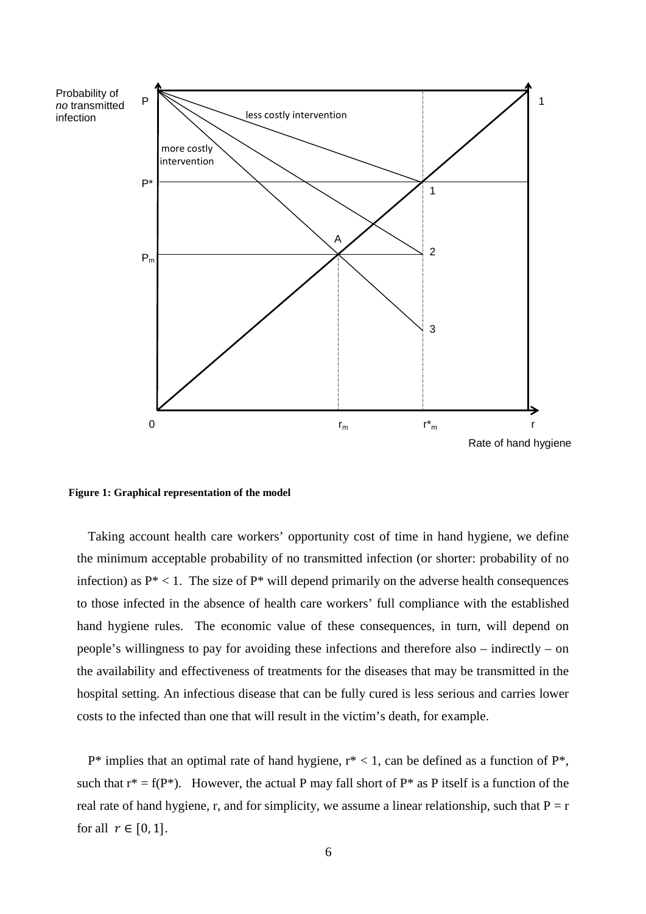**Figure 1: Graphical representation of the model**

Taking account health care workers' opportunity cost of time in hand hygiene, we define the minimum acceptable probability of no transmitted infection (or shorter: probability of no infection) as $P^* < 1$. The size of $P^*$ will depend primarily on the adverse health consequences to those infected in the absence of health care workers' full compliance with the established hand hygiene rules. The economic value of these consequences, in turn, will depend on people's willingness to pay for avoiding these infections and therefore also – indirectly – on the availability and effectiveness of treatments for the diseases that may be transmitted in the hospital setting. An infectious disease that can be fully cured is less serious and carries lower costs to the infected than one that will result in the victim's death, for example.

$P^*$ implies that an optimal rate of hand hygiene, $r^* < 1$, can be defined as a function of $P^*$, such that $r^* = f(P^*)$. However, the actual P may fall short of $P^*$ as P itself is a function of the real rate of hand hygiene, r, and for simplicity, we assume a linear relationship, such that $P = r$ for all $r \in [0, 1]$.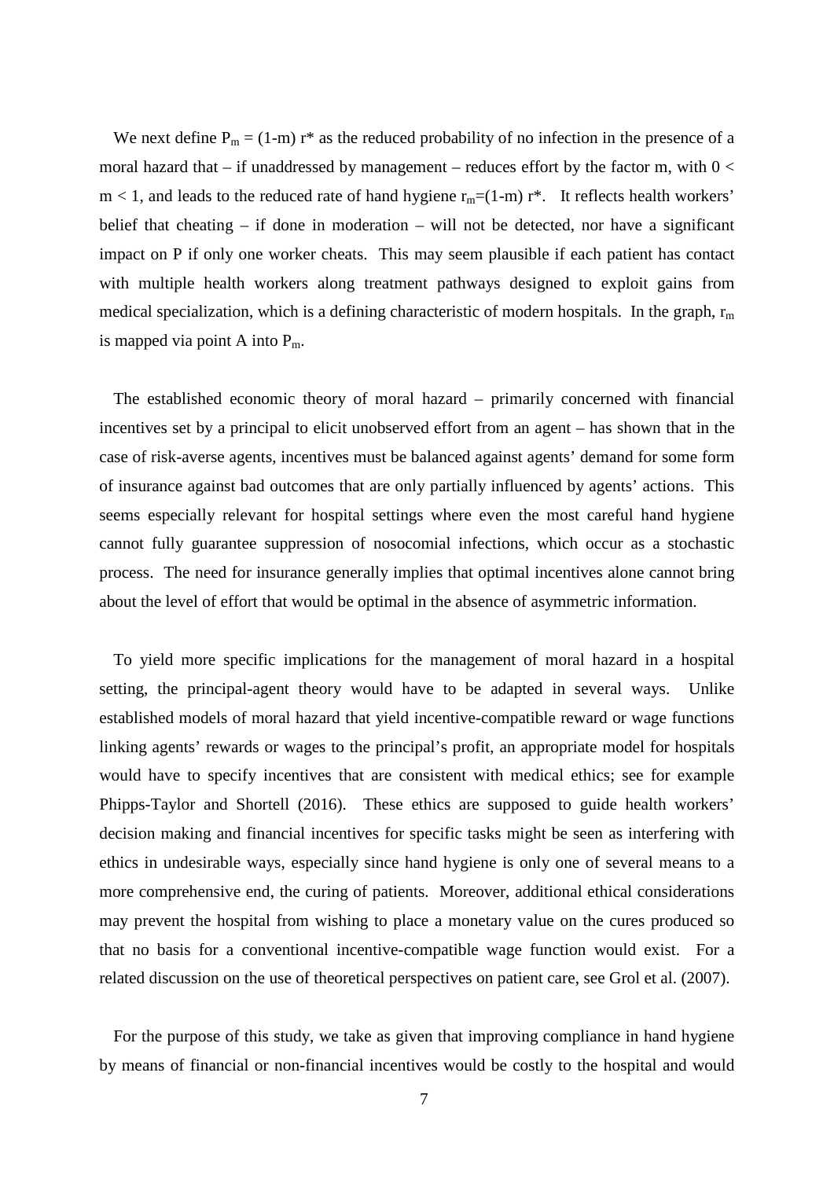We next define $P_m = (1-m)\, r^*$ as the reduced probability of no infection in the presence of a moral hazard that – if unaddressed by management – reduces effort by the factor m, with $0 < m < 1$, and leads to the reduced rate of hand hygiene $r_m=(1-m)\, r^*$. It reflects health workers' belief that cheating – if done in moderation – will not be detected, nor have a significant impact on P if only one worker cheats. This may seem plausible if each patient has contact with multiple health workers along treatment pathways designed to exploit gains from medical specialization, which is a defining characteristic of modern hospitals. In the graph, $r_m$ is mapped via point A into $P_m$.

The established economic theory of moral hazard – primarily concerned with financial incentives set by a principal to elicit unobserved effort from an agent – has shown that in the case of risk-averse agents, incentives must be balanced against agents' demand for some form of insurance against bad outcomes that are only partially influenced by agents' actions. This seems especially relevant for hospital settings where even the most careful hand hygiene cannot fully guarantee suppression of nosocomial infections, which occur as a stochastic process. The need for insurance generally implies that optimal incentives alone cannot bring about the level of effort that would be optimal in the absence of asymmetric information.

To yield more specific implications for the management of moral hazard in a hospital setting, the principal-agent theory would have to be adapted in several ways. Unlike established models of moral hazard that yield incentive-compatible reward or wage functions linking agents' rewards or wages to the principal's profit, an appropriate model for hospitals would have to specify incentives that are consistent with medical ethics; see for example Phipps-Taylor and Shortell (2016). These ethics are supposed to guide health workers' decision making and financial incentives for specific tasks might be seen as interfering with ethics in undesirable ways, especially since hand hygiene is only one of several means to a more comprehensive end, the curing of patients. Moreover, additional ethical considerations may prevent the hospital from wishing to place a monetary value on the cures produced so that no basis for a conventional incentive-compatible wage function would exist. For a related discussion on the use of theoretical perspectives on patient care, see Grol et al. (2007).

For the purpose of this study, we take as given that improving compliance in hand hygiene by means of financial or non-financial incentives would be costly to the hospital and would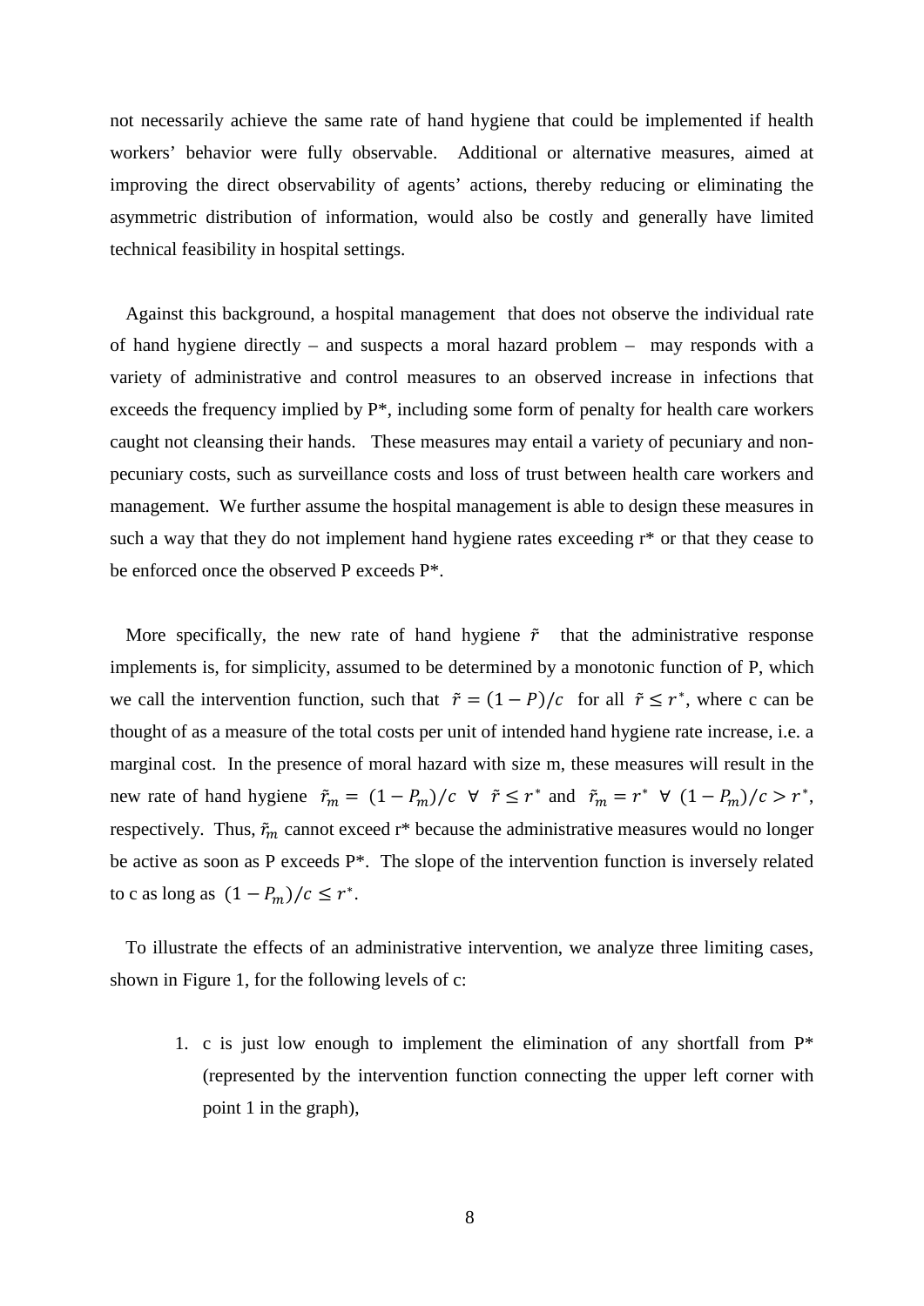not necessarily achieve the same rate of hand hygiene that could be implemented if health workers' behavior were fully observable. Additional or alternative measures, aimed at improving the direct observability of agents' actions, thereby reducing or eliminating the asymmetric distribution of information, would also be costly and generally have limited technical feasibility in hospital settings.

Against this background, a hospital management that does not observe the individual rate of hand hygiene directly – and suspects a moral hazard problem – may responds with a variety of administrative and control measures to an observed increase in infections that exceeds the frequency implied by P*, including some form of penalty for health care workers caught not cleansing their hands. These measures may entail a variety of pecuniary and non-pecuniary costs, such as surveillance costs and loss of trust between health care workers and management. We further assume the hospital management is able to design these measures in such a way that they do not implement hand hygiene rates exceeding r* or that they cease to be enforced once the observed P exceeds P*.

More specifically, the new rate of hand hygiene $\tilde{r}$ that the administrative response implements is, for simplicity, assumed to be determined by a monotonic function of P, which we call the intervention function, such that $\tilde{r} = (1 - P)/c$ for all $\tilde{r} \leq r^*$, where c can be thought of as a measure of the total costs per unit of intended hand hygiene rate increase, i.e. a marginal cost. In the presence of moral hazard with size m, these measures will result in the new rate of hand hygiene $\tilde{r}_m = (1 - P_m)/c \;\; \forall \;\; \tilde{r} \leq r^*$ and $\tilde{r}_m = r^* \;\; \forall \;\; (1 - P_m)/c > r^*$, respectively. Thus, $\tilde{r}_m$ cannot exceed r* because the administrative measures would no longer be active as soon as P exceeds P*. The slope of the intervention function is inversely related to c as long as $(1 - P_m)/c \leq r^*$.

To illustrate the effects of an administrative intervention, we analyze three limiting cases, shown in Figure 1, for the following levels of c:

1. c is just low enough to implement the elimination of any shortfall from P* (represented by the intervention function connecting the upper left corner with point 1 in the graph),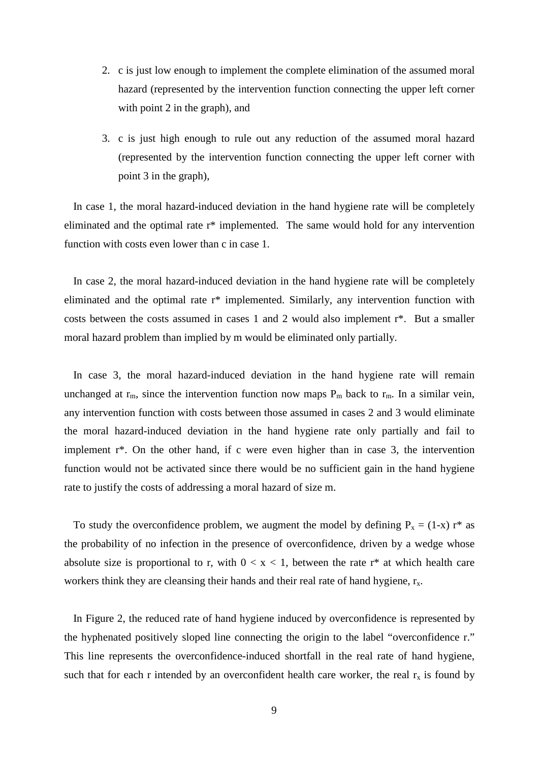2. c is just low enough to implement the complete elimination of the assumed moral hazard (represented by the intervention function connecting the upper left corner with point 2 in the graph), and

3. c is just high enough to rule out any reduction of the assumed moral hazard (represented by the intervention function connecting the upper left corner with point 3 in the graph),

In case 1, the moral hazard-induced deviation in the hand hygiene rate will be completely eliminated and the optimal rate r* implemented. The same would hold for any intervention function with costs even lower than c in case 1.

In case 2, the moral hazard-induced deviation in the hand hygiene rate will be completely eliminated and the optimal rate r* implemented. Similarly, any intervention function with costs between the costs assumed in cases 1 and 2 would also implement r*. But a smaller moral hazard problem than implied by m would be eliminated only partially.

In case 3, the moral hazard-induced deviation in the hand hygiene rate will remain unchanged at $r_m$, since the intervention function now maps $P_m$ back to $r_m$. In a similar vein, any intervention function with costs between those assumed in cases 2 and 3 would eliminate the moral hazard-induced deviation in the hand hygiene rate only partially and fail to implement r*. On the other hand, if c were even higher than in case 3, the intervention function would not be activated since there would be no sufficient gain in the hand hygiene rate to justify the costs of addressing a moral hazard of size m.

To study the overconfidence problem, we augment the model by defining $P_x = (1\text{-}x)\ r^*$ as the probability of no infection in the presence of overconfidence, driven by a wedge whose absolute size is proportional to r, with $0 < x < 1$, between the rate r* at which health care workers think they are cleansing their hands and their real rate of hand hygiene, $r_x$.

In Figure 2, the reduced rate of hand hygiene induced by overconfidence is represented by the hyphenated positively sloped line connecting the origin to the label "overconfidence r." This line represents the overconfidence-induced shortfall in the real rate of hand hygiene, such that for each r intended by an overconfident health care worker, the real $r_x$ is found by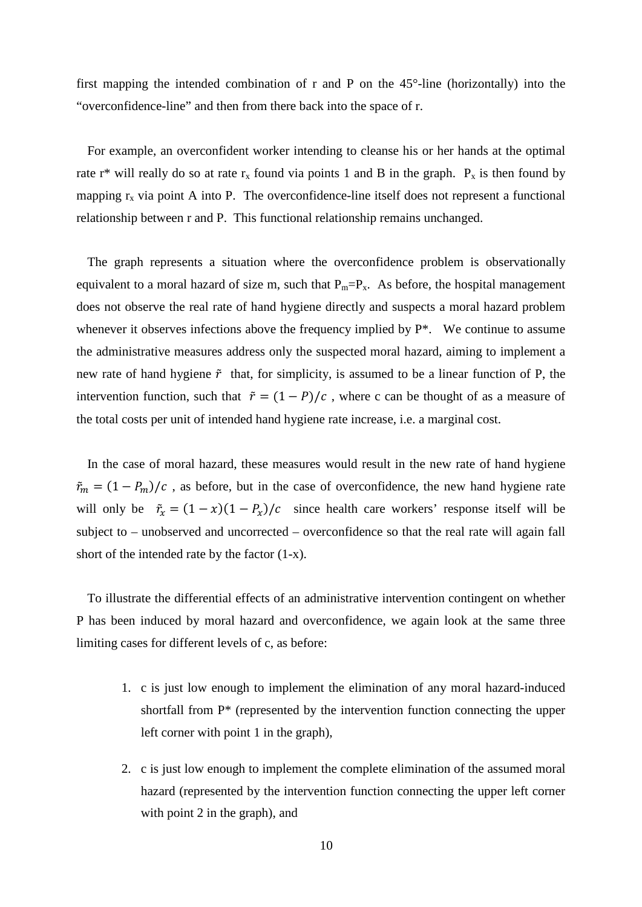first mapping the intended combination of r and P on the 45°-line (horizontally) into the “overconfidence-line” and then from there back into the space of r.

For example, an overconfident worker intending to cleanse his or her hands at the optimal rate r* will really do so at rate $r_x$ found via points 1 and B in the graph. $P_x$ is then found by mapping $r_x$ via point A into P. The overconfidence-line itself does not represent a functional relationship between r and P. This functional relationship remains unchanged.

The graph represents a situation where the overconfidence problem is observationally equivalent to a moral hazard of size m, such that $P_m=P_x$. As before, the hospital management does not observe the real rate of hand hygiene directly and suspects a moral hazard problem whenever it observes infections above the frequency implied by P*. We continue to assume the administrative measures address only the suspected moral hazard, aiming to implement a new rate of hand hygiene $\tilde{r}$ that, for simplicity, is assumed to be a linear function of P, the intervention function, such that $\tilde{r} = (1 - P)/c$ , where c can be thought of as a measure of the total costs per unit of intended hand hygiene rate increase, i.e. a marginal cost.

In the case of moral hazard, these measures would result in the new rate of hand hygiene $\tilde{r}_m = (1 - P_m)/c$ , as before, but in the case of overconfidence, the new hand hygiene rate will only be $\tilde{r}_x = (1 - x)(1 - P_x)/c$ since health care workers’ response itself will be subject to – unobserved and uncorrected – overconfidence so that the real rate will again fall short of the intended rate by the factor (1-x).

To illustrate the differential effects of an administrative intervention contingent on whether P has been induced by moral hazard and overconfidence, we again look at the same three limiting cases for different levels of c, as before:

1. c is just low enough to implement the elimination of any moral hazard-induced shortfall from P* (represented by the intervention function connecting the upper left corner with point 1 in the graph),
2. c is just low enough to implement the complete elimination of the assumed moral hazard (represented by the intervention function connecting the upper left corner with point 2 in the graph), and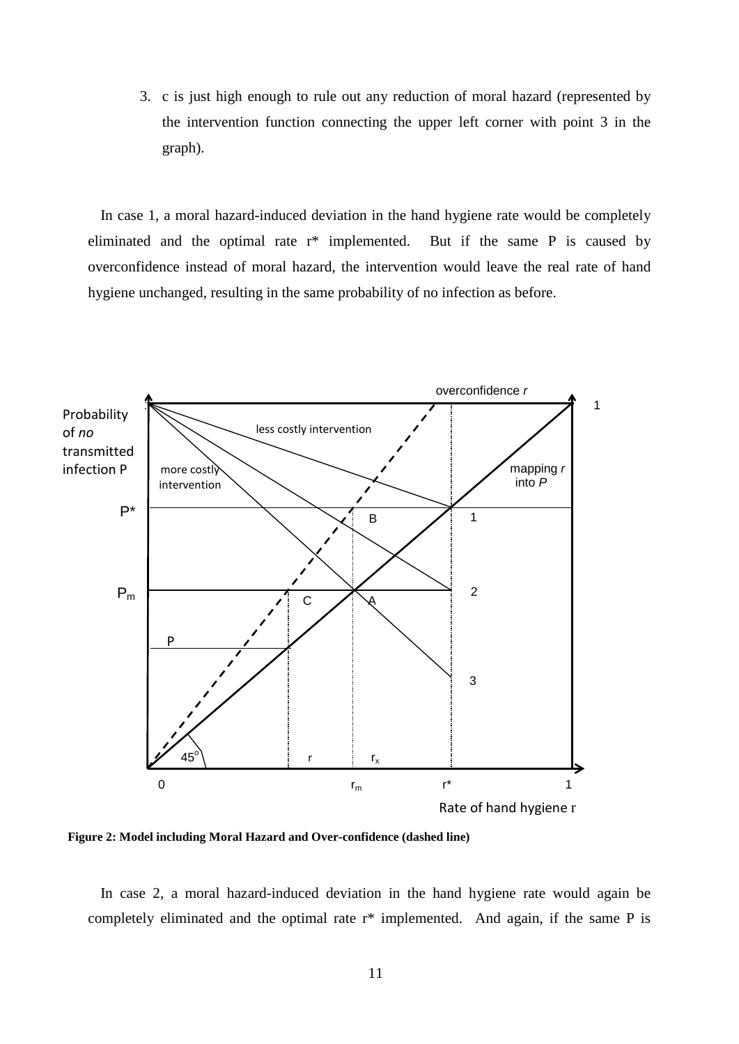3. c is just high enough to rule out any reduction of moral hazard (represented by the intervention function connecting the upper left corner with point 3 in the graph).

In case 1, a moral hazard-induced deviation in the hand hygiene rate would be completely eliminated and the optimal rate r* implemented. But if the same P is caused by overconfidence instead of moral hazard, the intervention would leave the real rate of hand hygiene unchanged, resulting in the same probability of no infection as before.

**Figure 2: Model including Moral Hazard and Over-confidence (dashed line)**

In case 2, a moral hazard-induced deviation in the hand hygiene rate would again be completely eliminated and the optimal rate r* implemented. And again, if the same P is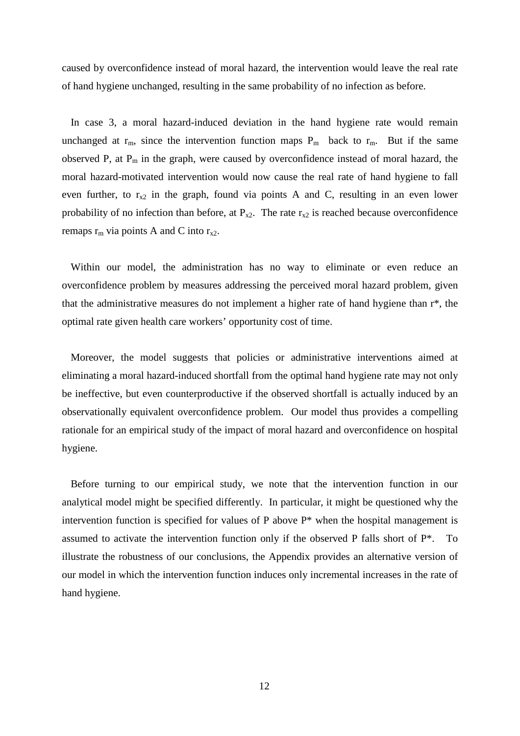caused by overconfidence instead of moral hazard, the intervention would leave the real rate of hand hygiene unchanged, resulting in the same probability of no infection as before.

In case 3, a moral hazard-induced deviation in the hand hygiene rate would remain unchanged at $r_m$, since the intervention function maps $P_m$ back to $r_m$. But if the same observed P, at $P_m$ in the graph, were caused by overconfidence instead of moral hazard, the moral hazard-motivated intervention would now cause the real rate of hand hygiene to fall even further, to $r_{x2}$ in the graph, found via points A and C, resulting in an even lower probability of no infection than before, at $P_{x2}$. The rate $r_{x2}$ is reached because overconfidence remaps $r_m$ via points A and C into $r_{x2}$.

Within our model, the administration has no way to eliminate or even reduce an overconfidence problem by measures addressing the perceived moral hazard problem, given that the administrative measures do not implement a higher rate of hand hygiene than r*, the optimal rate given health care workers' opportunity cost of time.

Moreover, the model suggests that policies or administrative interventions aimed at eliminating a moral hazard-induced shortfall from the optimal hand hygiene rate may not only be ineffective, but even counterproductive if the observed shortfall is actually induced by an observationally equivalent overconfidence problem. Our model thus provides a compelling rationale for an empirical study of the impact of moral hazard and overconfidence on hospital hygiene.

Before turning to our empirical study, we note that the intervention function in our analytical model might be specified differently. In particular, it might be questioned why the intervention function is specified for values of P above P* when the hospital management is assumed to activate the intervention function only if the observed P falls short of P*. To illustrate the robustness of our conclusions, the Appendix provides an alternative version of our model in which the intervention function induces only incremental increases in the rate of hand hygiene.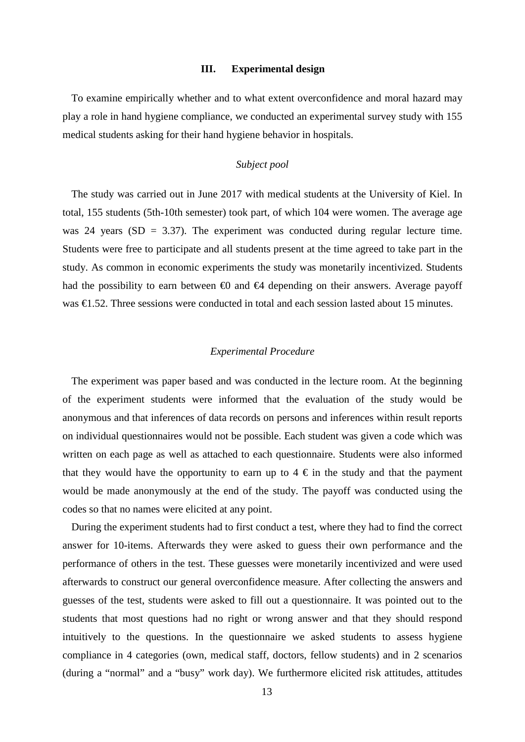## III. Experimental design

To examine empirically whether and to what extent overconfidence and moral hazard may play a role in hand hygiene compliance, we conducted an experimental survey study with 155 medical students asking for their hand hygiene behavior in hospitals.

### *Subject pool*

The study was carried out in June 2017 with medical students at the University of Kiel. In total, 155 students (5th-10th semester) took part, of which 104 were women. The average age was 24 years (SD = 3.37). The experiment was conducted during regular lecture time. Students were free to participate and all students present at the time agreed to take part in the study. As common in economic experiments the study was monetarily incentivized. Students had the possibility to earn between €0 and €4 depending on their answers. Average payoff was €1.52. Three sessions were conducted in total and each session lasted about 15 minutes.

### *Experimental Procedure*

The experiment was paper based and was conducted in the lecture room. At the beginning of the experiment students were informed that the evaluation of the study would be anonymous and that inferences of data records on persons and inferences within result reports on individual questionnaires would not be possible. Each student was given a code which was written on each page as well as attached to each questionnaire. Students were also informed that they would have the opportunity to earn up to 4 € in the study and that the payment would be made anonymously at the end of the study. The payoff was conducted using the codes so that no names were elicited at any point.

During the experiment students had to first conduct a test, where they had to find the correct answer for 10-items. Afterwards they were asked to guess their own performance and the performance of others in the test. These guesses were monetarily incentivized and were used afterwards to construct our general overconfidence measure. After collecting the answers and guesses of the test, students were asked to fill out a questionnaire. It was pointed out to the students that most questions had no right or wrong answer and that they should respond intuitively to the questions. In the questionnaire we asked students to assess hygiene compliance in 4 categories (own, medical staff, doctors, fellow students) and in 2 scenarios (during a "normal" and a "busy" work day). We furthermore elicited risk attitudes, attitudes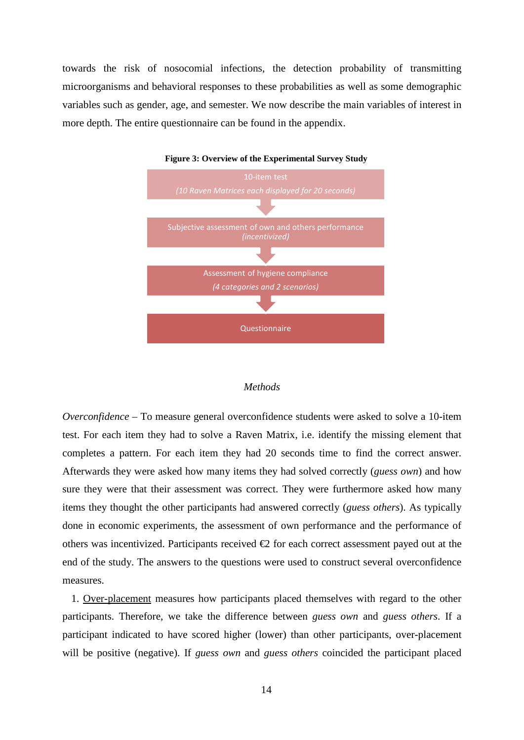towards the risk of nosocomial infections, the detection probability of transmitting microorganisms and behavioral responses to these probabilities as well as some demographic variables such as gender, age, and semester. We now describe the main variables of interest in more depth. The entire questionnaire can be found in the appendix.

**Figure 3: Overview of the Experimental Survey Study**

10-item test
*(10 Raven Matrices each displayed for 20 seconds)*

↓

Subjective assessment of own and others performance
*(incentivized)*

↓

Assessment of hygiene compliance
*(4 categories and 2 scenarios)*

↓

Questionnaire

*Methods*

*Overconfidence* – To measure general overconfidence students were asked to solve a 10-item test. For each item they had to solve a Raven Matrix, i.e. identify the missing element that completes a pattern. For each item they had 20 seconds time to find the correct answer. Afterwards they were asked how many items they had solved correctly (*guess own*) and how sure they were that their assessment was correct. They were furthermore asked how many items they thought the other participants had answered correctly (*guess others*). As typically done in economic experiments, the assessment of own performance and the performance of others was incentivized. Participants received €2 for each correct assessment payed out at the end of the study. The answers to the questions were used to construct several overconfidence measures.

1. Over-placement measures how participants placed themselves with regard to the other participants. Therefore, we take the difference between *guess own* and *guess others*. If a participant indicated to have scored higher (lower) than other participants, over-placement will be positive (negative). If *guess own* and *guess others* coincided the participant placed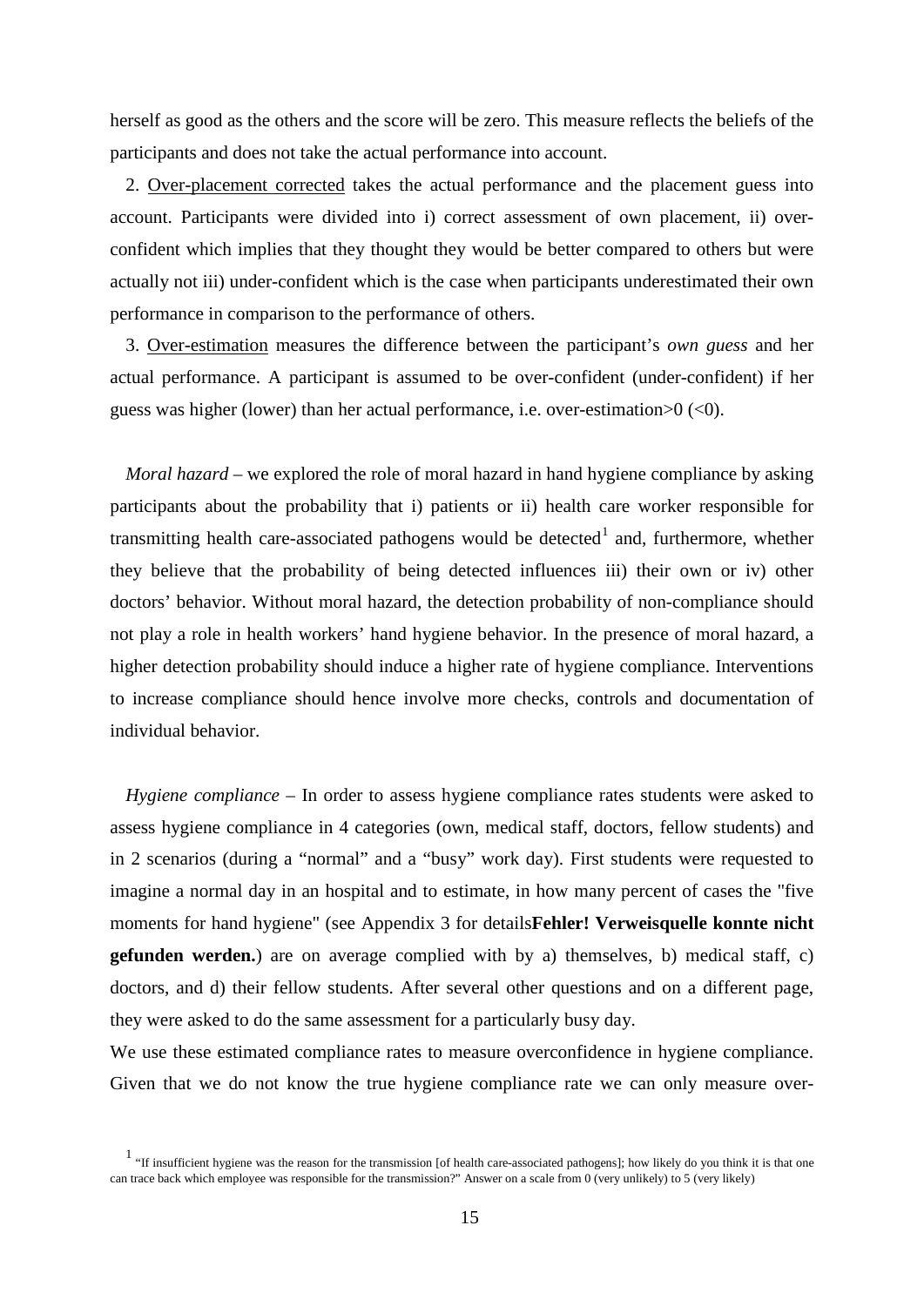herself as good as the others and the score will be zero. This measure reflects the beliefs of the participants and does not take the actual performance into account.

2. Over-placement corrected takes the actual performance and the placement guess into account. Participants were divided into i) correct assessment of own placement, ii) over-confident which implies that they thought they would be better compared to others but were actually not iii) under-confident which is the case when participants underestimated their own performance in comparison to the performance of others.

3. Over-estimation measures the difference between the participant's *own guess* and her actual performance. A participant is assumed to be over-confident (under-confident) if her guess was higher (lower) than her actual performance, i.e. over-estimation>0 (<0).

*Moral hazard* – we explored the role of moral hazard in hand hygiene compliance by asking participants about the probability that i) patients or ii) health care worker responsible for transmitting health care-associated pathogens would be detected[1] and, furthermore, whether they believe that the probability of being detected influences iii) their own or iv) other doctors' behavior. Without moral hazard, the detection probability of non-compliance should not play a role in health workers' hand hygiene behavior. In the presence of moral hazard, a higher detection probability should induce a higher rate of hygiene compliance. Interventions to increase compliance should hence involve more checks, controls and documentation of individual behavior.

*Hygiene compliance* – In order to assess hygiene compliance rates students were asked to assess hygiene compliance in 4 categories (own, medical staff, doctors, fellow students) and in 2 scenarios (during a "normal" and a "busy" work day). First students were requested to imagine a normal day in an hospital and to estimate, in how many percent of cases the "five moments for hand hygiene" (see Appendix 3 for details**Fehler! Verweisquelle konnte nicht gefunden werden.**) are on average complied with by a) themselves, b) medical staff, c) doctors, and d) their fellow students. After several other questions and on a different page, they were asked to do the same assessment for a particularly busy day.

We use these estimated compliance rates to measure overconfidence in hygiene compliance. Given that we do not know the true hygiene compliance rate we can only measure over-

[1] "If insufficient hygiene was the reason for the transmission [of health care-associated pathogens]; how likely do you think it is that one can trace back which employee was responsible for the transmission?" Answer on a scale from 0 (very unlikely) to 5 (very likely)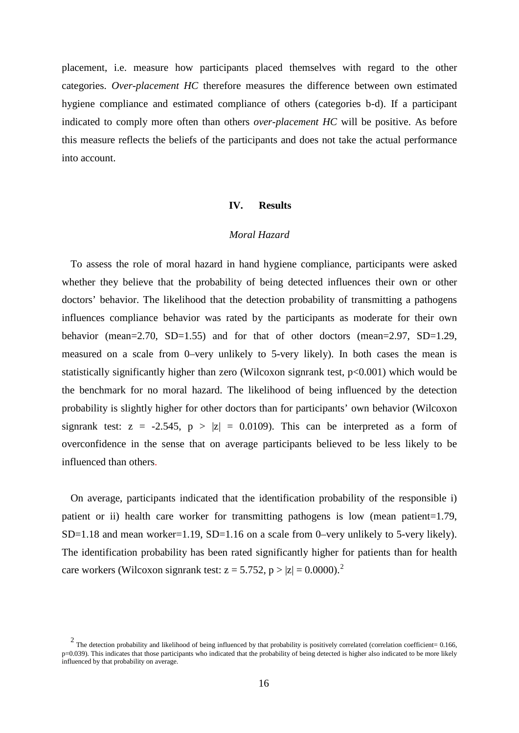placement, i.e. measure how participants placed themselves with regard to the other categories. *Over-placement HC* therefore measures the difference between own estimated hygiene compliance and estimated compliance of others (categories b-d). If a participant indicated to comply more often than others *over-placement HC* will be positive. As before this measure reflects the beliefs of the participants and does not take the actual performance into account.

## IV. Results

### *Moral Hazard*

To assess the role of moral hazard in hand hygiene compliance, participants were asked whether they believe that the probability of being detected influences their own or other doctors' behavior. The likelihood that the detection probability of transmitting a pathogens influences compliance behavior was rated by the participants as moderate for their own behavior (mean=2.70, SD=1.55) and for that of other doctors (mean=2.97, SD=1.29, measured on a scale from 0–very unlikely to 5-very likely). In both cases the mean is statistically significantly higher than zero (Wilcoxon signrank test, $p<0.001$) which would be the benchmark for no moral hazard. The likelihood of being influenced by the detection probability is slightly higher for other doctors than for participants' own behavior (Wilcoxon signrank test: $z = -2.545$, $p > |z| = 0.0109$). This can be interpreted as a form of overconfidence in the sense that on average participants believed to be less likely to be influenced than others.

On average, participants indicated that the identification probability of the responsible i) patient or ii) health care worker for transmitting pathogens is low (mean patient=1.79, SD=1.18 and mean worker=1.19, SD=1.16 on a scale from 0–very unlikely to 5-very likely). The identification probability has been rated significantly higher for patients than for health care workers (Wilcoxon signrank test: $z = 5.752$, $p > |z| = 0.0000$).[2]

[2] The detection probability and likelihood of being influenced by that probability is positively correlated (correlation coefficient= 0.166, p=0.039). This indicates that those participants who indicated that the probability of being detected is higher also indicated to be more likely influenced by that probability on average.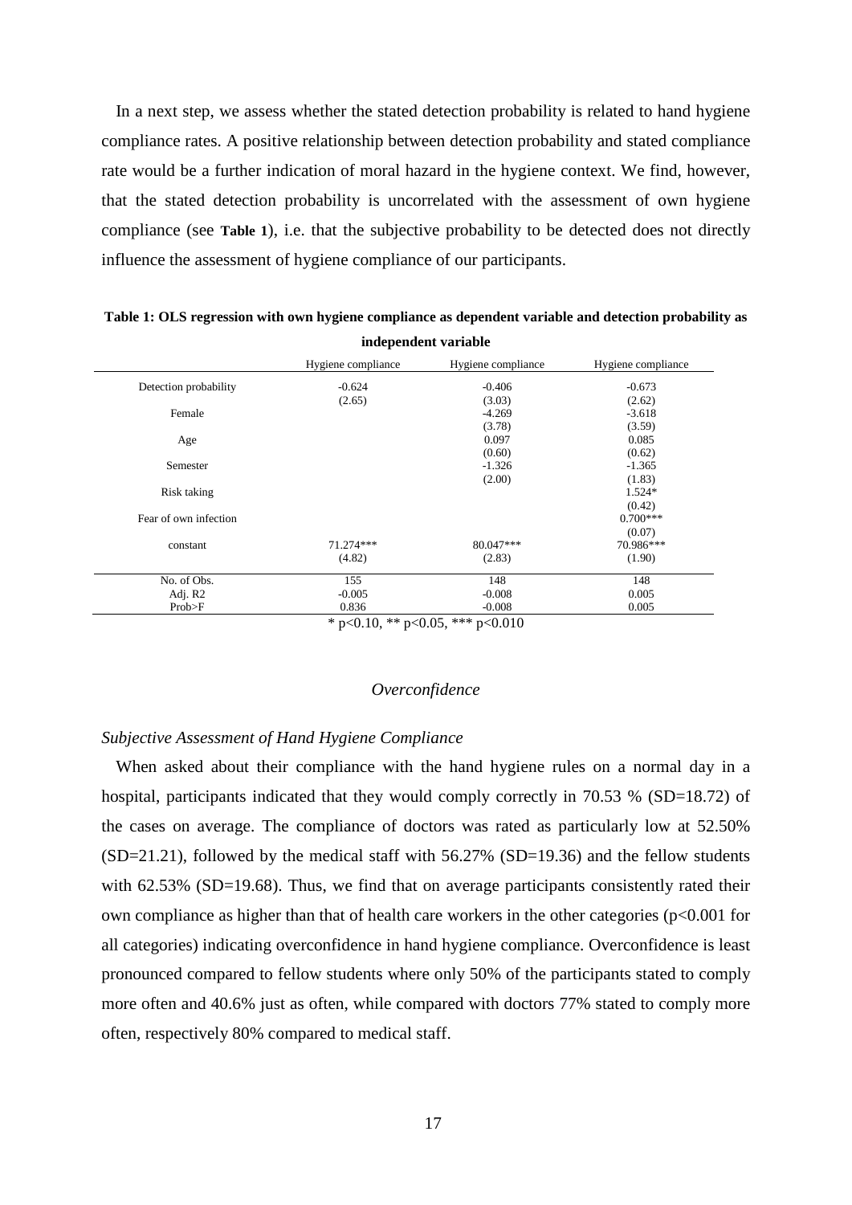In a next step, we assess whether the stated detection probability is related to hand hygiene compliance rates. A positive relationship between detection probability and stated compliance rate would be a further indication of moral hazard in the hygiene context. We find, however, that the stated detection probability is uncorrelated with the assessment of own hygiene compliance (see **Table 1**), i.e. that the subjective probability to be detected does not directly influence the assessment of hygiene compliance of our participants.

**Table 1: OLS regression with own hygiene compliance as dependent variable and detection probability as independent variable**

| | Hygiene compliance | Hygiene compliance | Hygiene compliance |
|---|---|---|---|
| Detection probability | -0.624 | -0.406 | -0.673 |
| | (2.65) | (3.03) | (2.62) |
| Female | | -4.269 | -3.618 |
| | | (3.78) | (3.59) |
| Age | | 0.097 | 0.085 |
| | | (0.60) | (0.62) |
| Semester | | -1.326 | -1.365 |
| | | (2.00) | (1.83) |
| Risk taking | | | 1.524* |
| | | | (0.42) |
| Fear of own infection | | | 0.700*** |
| | | | (0.07) |
| constant | 71.274*** | 80.047*** | 70.986*** |
| | (4.82) | (2.83) | (1.90) |
| No. of Obs. | 155 | 148 | 148 |
| Adj. R2 | -0.005 | -0.008 | 0.005 |
| Prob>F | 0.836 | -0.008 | 0.005 |

* p<0.10, ** p<0.05, *** p<0.010

## *Overconfidence*

### *Subjective Assessment of Hand Hygiene Compliance*

When asked about their compliance with the hand hygiene rules on a normal day in a hospital, participants indicated that they would comply correctly in 70.53 % (SD=18.72) of the cases on average. The compliance of doctors was rated as particularly low at 52.50% (SD=21.21), followed by the medical staff with 56.27% (SD=19.36) and the fellow students with 62.53% (SD=19.68). Thus, we find that on average participants consistently rated their own compliance as higher than that of health care workers in the other categories ($p<0.001$ for all categories) indicating overconfidence in hand hygiene compliance. Overconfidence is least pronounced compared to fellow students where only 50% of the participants stated to comply more often and 40.6% just as often, while compared with doctors 77% stated to comply more often, respectively 80% compared to medical staff.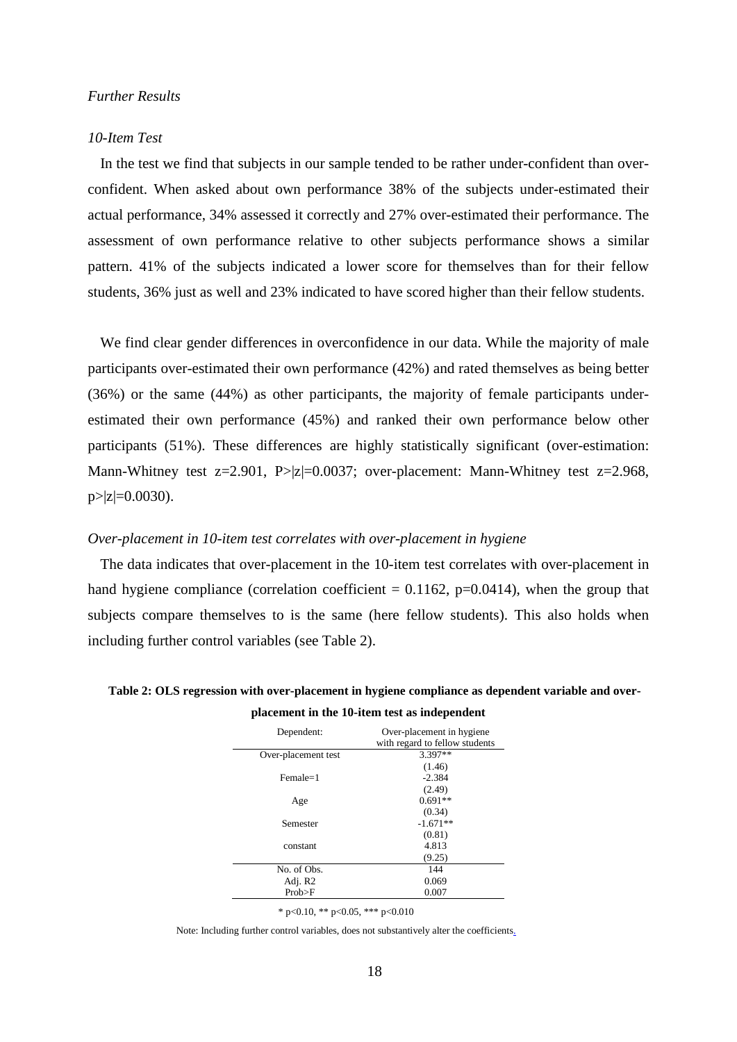*Further Results*

*10-Item Test*

In the test we find that subjects in our sample tended to be rather under-confident than over-confident. When asked about own performance 38% of the subjects under-estimated their actual performance, 34% assessed it correctly and 27% over-estimated their performance. The assessment of own performance relative to other subjects performance shows a similar pattern. 41% of the subjects indicated a lower score for themselves than for their fellow students, 36% just as well and 23% indicated to have scored higher than their fellow students.

We find clear gender differences in overconfidence in our data. While the majority of male participants over-estimated their own performance (42%) and rated themselves as being better (36%) or the same (44%) as other participants, the majority of female participants under-estimated their own performance (45%) and ranked their own performance below other participants (51%). These differences are highly statistically significant (over-estimation: Mann-Whitney test $z=2.901$, $P>|z|=0.0037$; over-placement: Mann-Whitney test $z=2.968$, $p>|z|=0.0030$).

*Over-placement in 10-item test correlates with over-placement in hygiene*

The data indicates that over-placement in the 10-item test correlates with over-placement in hand hygiene compliance (correlation coefficient = 0.1162, $p=0.0414$), when the group that subjects compare themselves to is the same (here fellow students). This also holds when including further control variables (see Table 2).

**Table 2: OLS regression with over-placement in hygiene compliance as dependent variable and over-placement in the 10-item test as independent**

| Dependent: | Over-placement in hygiene with regard to fellow students |
|---|---|
| Over-placement test | 3.397** |
| | (1.46) |
| Female=1 | -2.384 |
| | (2.49) |
| Age | 0.691** |
| | (0.34) |
| Semester | -1.671** |
| | (0.81) |
| constant | 4.813 |
| | (9.25) |
| No. of Obs. | 144 |
| Adj. R2 | 0.069 |
| Prob>F | 0.007 |

\* $p<0.10$, ** $p<0.05$, *** $p<0.010$

Note: Including further control variables, does not substantively alter the coefficients.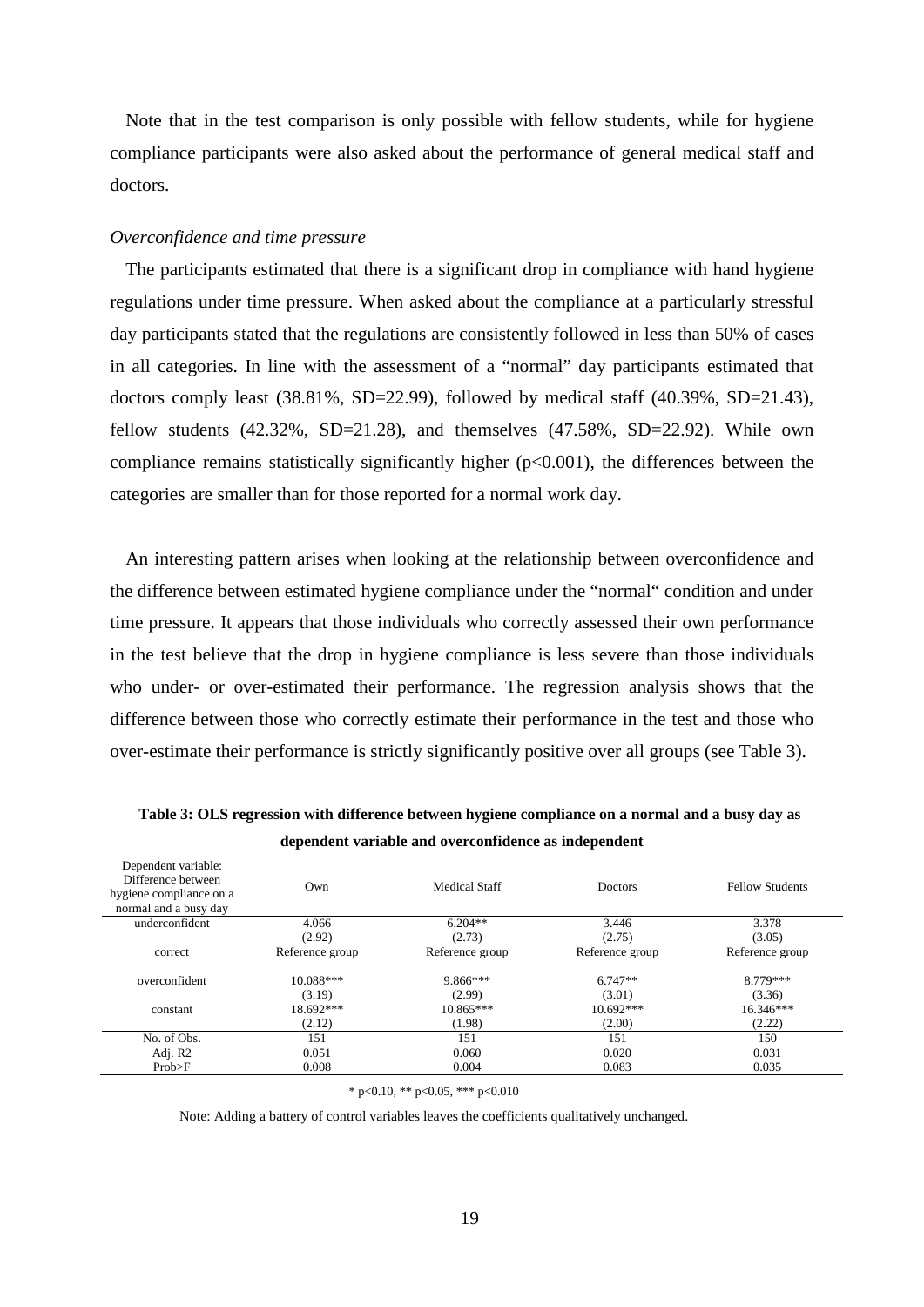Note that in the test comparison is only possible with fellow students, while for hygiene compliance participants were also asked about the performance of general medical staff and doctors.

### *Overconfidence and time pressure*

The participants estimated that there is a significant drop in compliance with hand hygiene regulations under time pressure. When asked about the compliance at a particularly stressful day participants stated that the regulations are consistently followed in less than 50% of cases in all categories. In line with the assessment of a "normal" day participants estimated that doctors comply least (38.81%, SD=22.99), followed by medical staff (40.39%, SD=21.43), fellow students (42.32%, SD=21.28), and themselves (47.58%, SD=22.92). While own compliance remains statistically significantly higher ($p<0.001$), the differences between the categories are smaller than for those reported for a normal work day.

An interesting pattern arises when looking at the relationship between overconfidence and the difference between estimated hygiene compliance under the "normal" condition and under time pressure. It appears that those individuals who correctly assessed their own performance in the test believe that the drop in hygiene compliance is less severe than those individuals who under- or over-estimated their performance. The regression analysis shows that the difference between those who correctly estimate their performance in the test and those who over-estimate their performance is strictly significantly positive over all groups (see Table 3).

**Table 3: OLS regression with difference between hygiene compliance on a normal and a busy day as dependent variable and overconfidence as independent**

| Dependent variable: Difference between hygiene compliance on a normal and a busy day | Own | Medical Staff | Doctors | Fellow Students |
|---|---|---|---|---|
| underconfident | 4.066 | 6.204** | 3.446 | 3.378 |
| | (2.92) | (2.73) | (2.75) | (3.05) |
| correct | Reference group | Reference group | Reference group | Reference group |
| overconfident | 10.088*** | 9.866*** | 6.747** | 8.779*** |
| | (3.19) | (2.99) | (3.01) | (3.36) |
| constant | 18.692*** | 10.865*** | 10.692*** | 16.346*** |
| | (2.12) | (1.98) | (2.00) | (2.22) |
| No. of Obs. | 151 | 151 | 151 | 150 |
| Adj. R2 | 0.051 | 0.060 | 0.020 | 0.031 |
| Prob>F | 0.008 | 0.004 | 0.083 | 0.035 |

\* $p<0.10$, ** $p<0.05$, *** $p<0.010$

Note: Adding a battery of control variables leaves the coefficients qualitatively unchanged.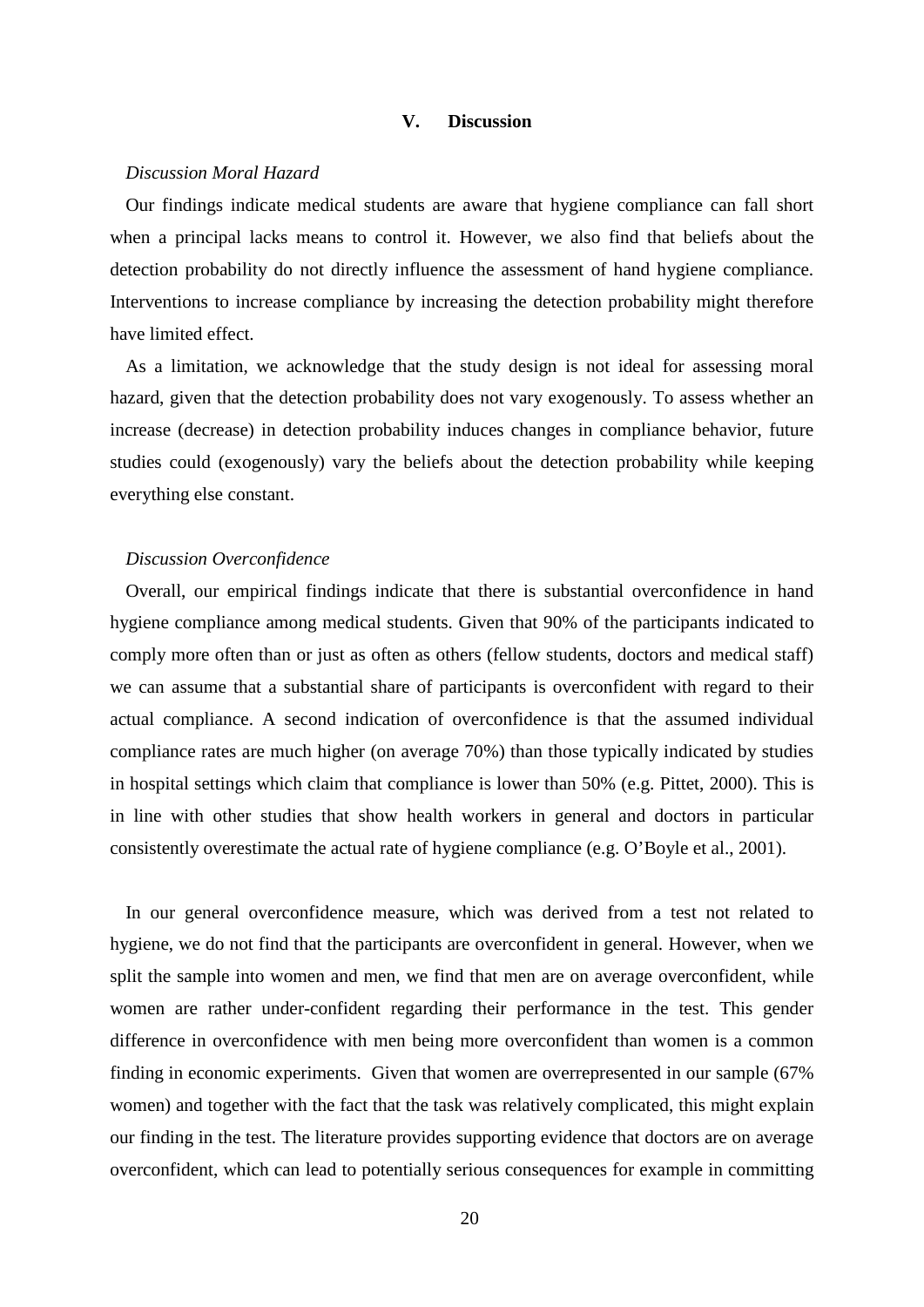## V. Discussion

*Discussion Moral Hazard*

Our findings indicate medical students are aware that hygiene compliance can fall short when a principal lacks means to control it. However, we also find that beliefs about the detection probability do not directly influence the assessment of hand hygiene compliance. Interventions to increase compliance by increasing the detection probability might therefore have limited effect.

As a limitation, we acknowledge that the study design is not ideal for assessing moral hazard, given that the detection probability does not vary exogenously. To assess whether an increase (decrease) in detection probability induces changes in compliance behavior, future studies could (exogenously) vary the beliefs about the detection probability while keeping everything else constant.

*Discussion Overconfidence*

Overall, our empirical findings indicate that there is substantial overconfidence in hand hygiene compliance among medical students. Given that 90% of the participants indicated to comply more often than or just as often as others (fellow students, doctors and medical staff) we can assume that a substantial share of participants is overconfident with regard to their actual compliance. A second indication of overconfidence is that the assumed individual compliance rates are much higher (on average 70%) than those typically indicated by studies in hospital settings which claim that compliance is lower than 50% (e.g. Pittet, 2000). This is in line with other studies that show health workers in general and doctors in particular consistently overestimate the actual rate of hygiene compliance (e.g. O'Boyle et al., 2001).

In our general overconfidence measure, which was derived from a test not related to hygiene, we do not find that the participants are overconfident in general. However, when we split the sample into women and men, we find that men are on average overconfident, while women are rather under-confident regarding their performance in the test. This gender difference in overconfidence with men being more overconfident than women is a common finding in economic experiments. Given that women are overrepresented in our sample (67% women) and together with the fact that the task was relatively complicated, this might explain our finding in the test. The literature provides supporting evidence that doctors are on average overconfident, which can lead to potentially serious consequences for example in committing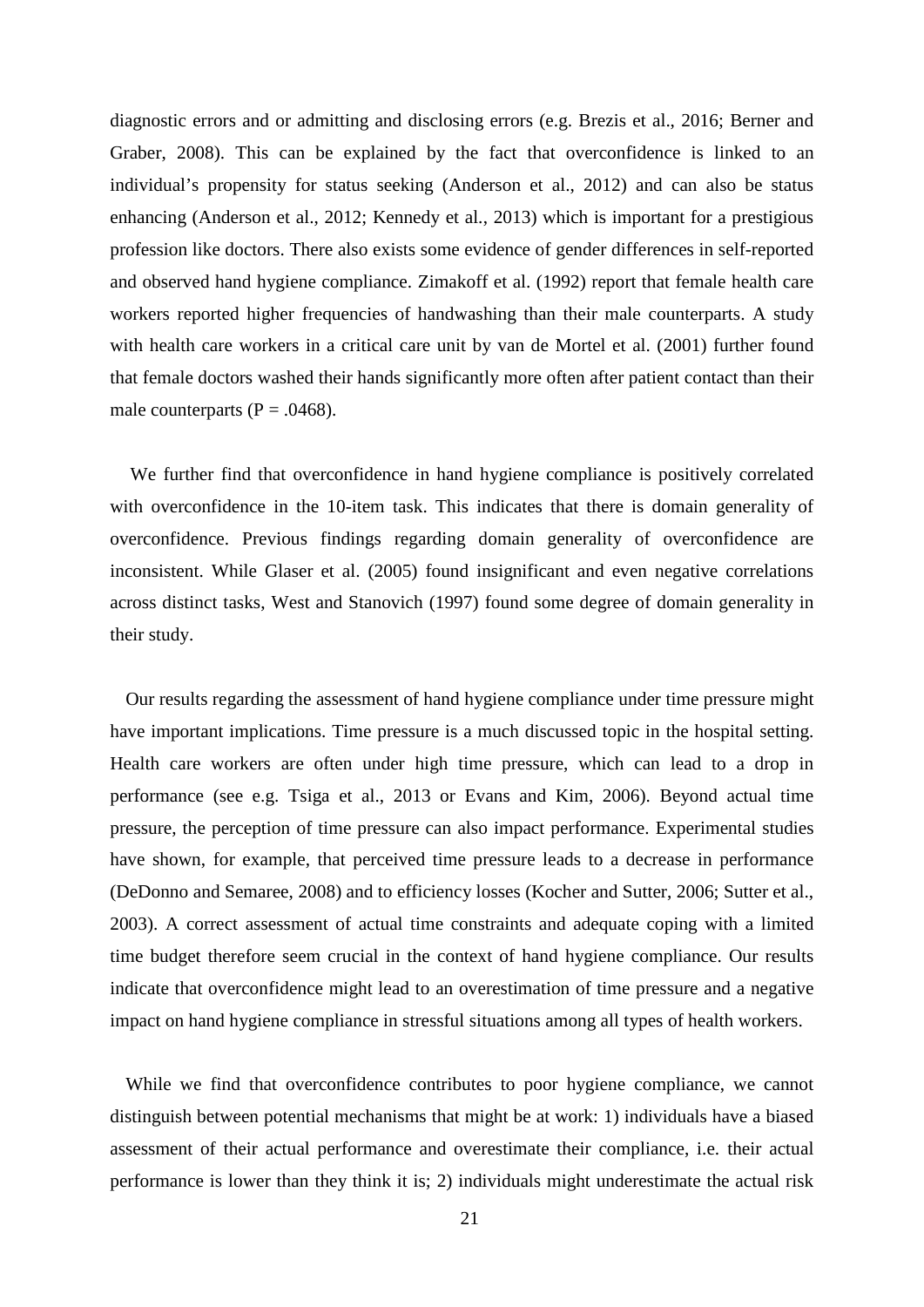diagnostic errors and or admitting and disclosing errors (e.g. Brezis et al., 2016; Berner and Graber, 2008). This can be explained by the fact that overconfidence is linked to an individual's propensity for status seeking (Anderson et al., 2012) and can also be status enhancing (Anderson et al., 2012; Kennedy et al., 2013) which is important for a prestigious profession like doctors. There also exists some evidence of gender differences in self-reported and observed hand hygiene compliance. Zimakoff et al. (1992) report that female health care workers reported higher frequencies of handwashing than their male counterparts. A study with health care workers in a critical care unit by van de Mortel et al. (2001) further found that female doctors washed their hands significantly more often after patient contact than their male counterparts ($P = .0468$).

We further find that overconfidence in hand hygiene compliance is positively correlated with overconfidence in the 10-item task. This indicates that there is domain generality of overconfidence. Previous findings regarding domain generality of overconfidence are inconsistent. While Glaser et al. (2005) found insignificant and even negative correlations across distinct tasks, West and Stanovich (1997) found some degree of domain generality in their study.

Our results regarding the assessment of hand hygiene compliance under time pressure might have important implications. Time pressure is a much discussed topic in the hospital setting. Health care workers are often under high time pressure, which can lead to a drop in performance (see e.g. Tsiga et al., 2013 or Evans and Kim, 2006). Beyond actual time pressure, the perception of time pressure can also impact performance. Experimental studies have shown, for example, that perceived time pressure leads to a decrease in performance (DeDonno and Semaree, 2008) and to efficiency losses (Kocher and Sutter, 2006; Sutter et al., 2003). A correct assessment of actual time constraints and adequate coping with a limited time budget therefore seem crucial in the context of hand hygiene compliance. Our results indicate that overconfidence might lead to an overestimation of time pressure and a negative impact on hand hygiene compliance in stressful situations among all types of health workers.

While we find that overconfidence contributes to poor hygiene compliance, we cannot distinguish between potential mechanisms that might be at work: 1) individuals have a biased assessment of their actual performance and overestimate their compliance, i.e. their actual performance is lower than they think it is; 2) individuals might underestimate the actual risk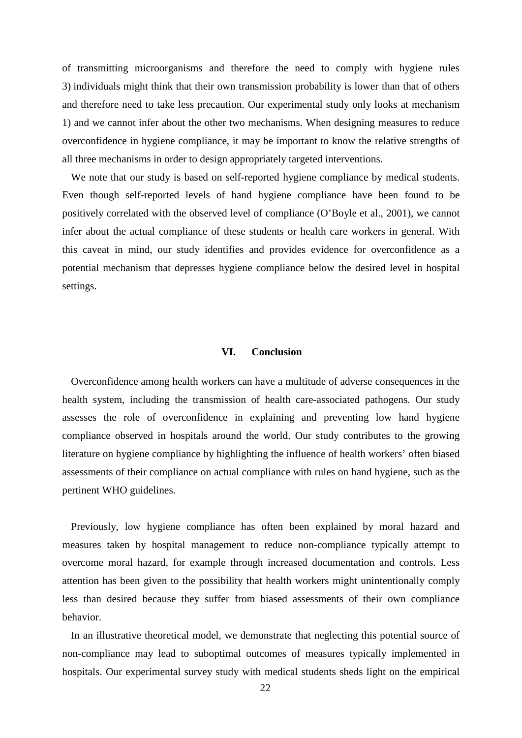of transmitting microorganisms and therefore the need to comply with hygiene rules 3) individuals might think that their own transmission probability is lower than that of others and therefore need to take less precaution. Our experimental study only looks at mechanism 1) and we cannot infer about the other two mechanisms. When designing measures to reduce overconfidence in hygiene compliance, it may be important to know the relative strengths of all three mechanisms in order to design appropriately targeted interventions.

We note that our study is based on self-reported hygiene compliance by medical students. Even though self-reported levels of hand hygiene compliance have been found to be positively correlated with the observed level of compliance (O'Boyle et al., 2001), we cannot infer about the actual compliance of these students or health care workers in general. With this caveat in mind, our study identifies and provides evidence for overconfidence as a potential mechanism that depresses hygiene compliance below the desired level in hospital settings.

## VI. Conclusion

Overconfidence among health workers can have a multitude of adverse consequences in the health system, including the transmission of health care-associated pathogens. Our study assesses the role of overconfidence in explaining and preventing low hand hygiene compliance observed in hospitals around the world. Our study contributes to the growing literature on hygiene compliance by highlighting the influence of health workers' often biased assessments of their compliance on actual compliance with rules on hand hygiene, such as the pertinent WHO guidelines.

Previously, low hygiene compliance has often been explained by moral hazard and measures taken by hospital management to reduce non-compliance typically attempt to overcome moral hazard, for example through increased documentation and controls. Less attention has been given to the possibility that health workers might unintentionally comply less than desired because they suffer from biased assessments of their own compliance behavior.

In an illustrative theoretical model, we demonstrate that neglecting this potential source of non-compliance may lead to suboptimal outcomes of measures typically implemented in hospitals. Our experimental survey study with medical students sheds light on the empirical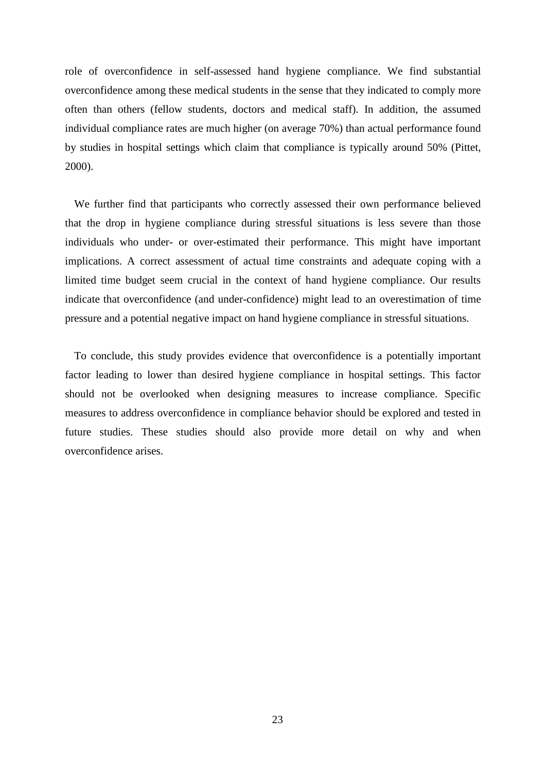role of overconfidence in self-assessed hand hygiene compliance. We find substantial overconfidence among these medical students in the sense that they indicated to comply more often than others (fellow students, doctors and medical staff). In addition, the assumed individual compliance rates are much higher (on average 70%) than actual performance found by studies in hospital settings which claim that compliance is typically around 50% (Pittet, 2000).

We further find that participants who correctly assessed their own performance believed that the drop in hygiene compliance during stressful situations is less severe than those individuals who under- or over-estimated their performance. This might have important implications. A correct assessment of actual time constraints and adequate coping with a limited time budget seem crucial in the context of hand hygiene compliance. Our results indicate that overconfidence (and under-confidence) might lead to an overestimation of time pressure and a potential negative impact on hand hygiene compliance in stressful situations.

To conclude, this study provides evidence that overconfidence is a potentially important factor leading to lower than desired hygiene compliance in hospital settings. This factor should not be overlooked when designing measures to increase compliance. Specific measures to address overconfidence in compliance behavior should be explored and tested in future studies. These studies should also provide more detail on why and when overconfidence arises.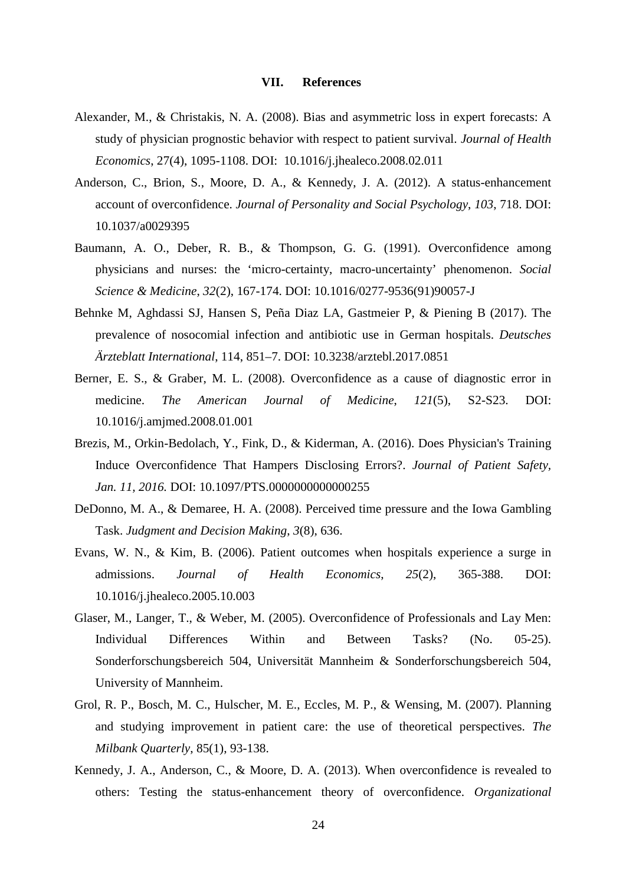## VII. References

Alexander, M., & Christakis, N. A. (2008). Bias and asymmetric loss in expert forecasts: A study of physician prognostic behavior with respect to patient survival. *Journal of Health Economics*, 27(4), 1095-1108. DOI: 10.1016/j.jhealeco.2008.02.011

Anderson, C., Brion, S., Moore, D. A., & Kennedy, J. A. (2012). A status-enhancement account of overconfidence. *Journal of Personality and Social Psychology*, *103*, 718. DOI: 10.1037/a0029395

Baumann, A. O., Deber, R. B., & Thompson, G. G. (1991). Overconfidence among physicians and nurses: the 'micro-certainty, macro-uncertainty' phenomenon. *Social Science & Medicine*, *32*(2), 167-174. DOI: 10.1016/0277-9536(91)90057-J

Behnke M, Aghdassi SJ, Hansen S, Peña Diaz LA, Gastmeier P, & Piening B (2017). The prevalence of nosocomial infection and antibiotic use in German hospitals. *Deutsches Ärzteblatt International*, 114, 851–7. DOI: 10.3238/arztebl.2017.0851

Berner, E. S., & Graber, M. L. (2008). Overconfidence as a cause of diagnostic error in medicine. *The American Journal of Medicine*, *121*(5), S2-S23. DOI: 10.1016/j.amjmed.2008.01.001

Brezis, M., Orkin-Bedolach, Y., Fink, D., & Kiderman, A. (2016). Does Physician's Training Induce Overconfidence That Hampers Disclosing Errors?. *Journal of Patient Safety, Jan. 11, 2016.* DOI: 10.1097/PTS.0000000000000255

DeDonno, M. A., & Demaree, H. A. (2008). Perceived time pressure and the Iowa Gambling Task. *Judgment and Decision Making*, *3*(8), 636.

Evans, W. N., & Kim, B. (2006). Patient outcomes when hospitals experience a surge in admissions. *Journal of Health Economics*, *25*(2), 365-388. DOI: 10.1016/j.jhealeco.2005.10.003

Glaser, M., Langer, T., & Weber, M. (2005). Overconfidence of Professionals and Lay Men: Individual Differences Within and Between Tasks? (No. 05-25). Sonderforschungsbereich 504, Universität Mannheim & Sonderforschungsbereich 504, University of Mannheim.

Grol, R. P., Bosch, M. C., Hulscher, M. E., Eccles, M. P., & Wensing, M. (2007). Planning and studying improvement in patient care: the use of theoretical perspectives. *The Milbank Quarterly*, 85(1), 93-138.

Kennedy, J. A., Anderson, C., & Moore, D. A. (2013). When overconfidence is revealed to others: Testing the status-enhancement theory of overconfidence. *Organizational*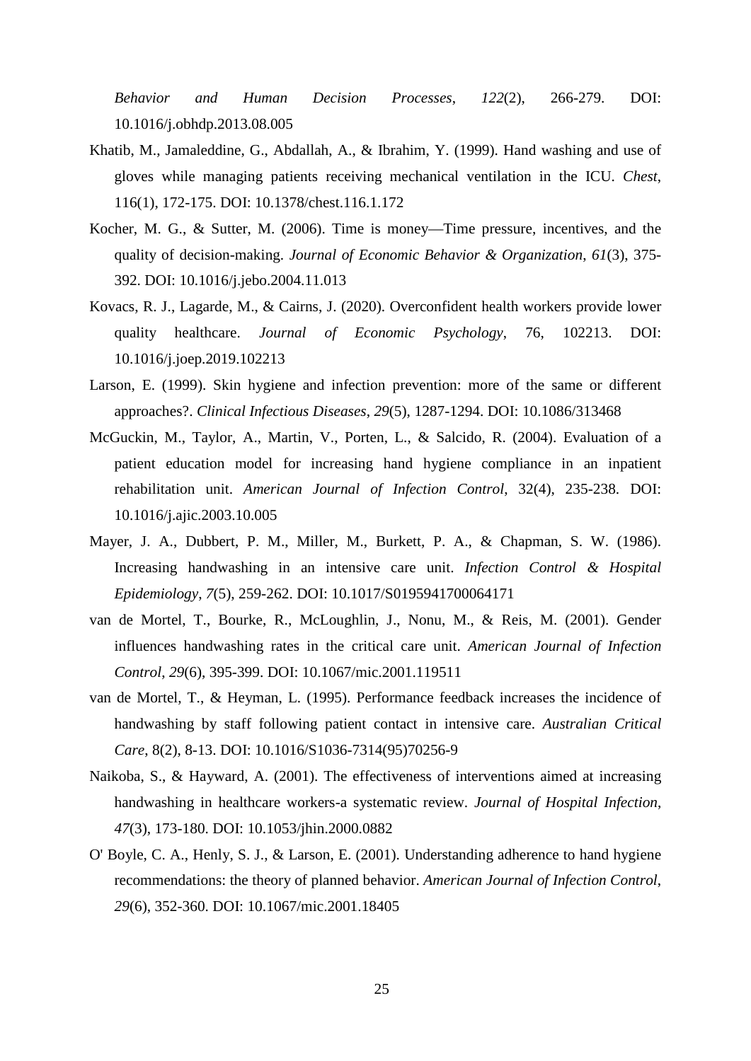*Behavior and Human Decision Processes*, *122*(2), 266-279. DOI: 10.1016/j.obhdp.2013.08.005

Khatib, M., Jamaleddine, G., Abdallah, A., & Ibrahim, Y. (1999). Hand washing and use of gloves while managing patients receiving mechanical ventilation in the ICU. *Chest*, 116(1), 172-175. DOI: 10.1378/chest.116.1.172

Kocher, M. G., & Sutter, M. (2006). Time is money—Time pressure, incentives, and the quality of decision-making. *Journal of Economic Behavior & Organization*, *61*(3), 375-392. DOI: 10.1016/j.jebo.2004.11.013

Kovacs, R. J., Lagarde, M., & Cairns, J. (2020). Overconfident health workers provide lower quality healthcare. *Journal of Economic Psychology*, 76, 102213. DOI: 10.1016/j.joep.2019.102213

Larson, E. (1999). Skin hygiene and infection prevention: more of the same or different approaches?. *Clinical Infectious Diseases*, *29*(5), 1287-1294. DOI: 10.1086/313468

McGuckin, M., Taylor, A., Martin, V., Porten, L., & Salcido, R. (2004). Evaluation of a patient education model for increasing hand hygiene compliance in an inpatient rehabilitation unit. *American Journal of Infection Control*, 32(4), 235-238. DOI: 10.1016/j.ajic.2003.10.005

Mayer, J. A., Dubbert, P. M., Miller, M., Burkett, P. A., & Chapman, S. W. (1986). Increasing handwashing in an intensive care unit. *Infection Control & Hospital Epidemiology*, *7*(5), 259-262. DOI: 10.1017/S0195941700064171

van de Mortel, T., Bourke, R., McLoughlin, J., Nonu, M., & Reis, M. (2001). Gender influences handwashing rates in the critical care unit. *American Journal of Infection Control*, *29*(6), 395-399. DOI: 10.1067/mic.2001.119511

van de Mortel, T., & Heyman, L. (1995). Performance feedback increases the incidence of handwashing by staff following patient contact in intensive care. *Australian Critical Care*, 8(2), 8-13. DOI: 10.1016/S1036-7314(95)70256-9

Naikoba, S., & Hayward, A. (2001). The effectiveness of interventions aimed at increasing handwashing in healthcare workers-a systematic review. *Journal of Hospital Infection*, *47*(3), 173-180. DOI: 10.1053/jhin.2000.0882

O' Boyle, C. A., Henly, S. J., & Larson, E. (2001). Understanding adherence to hand hygiene recommendations: the theory of planned behavior. *American Journal of Infection Control*, *29*(6), 352-360. DOI: 10.1067/mic.2001.18405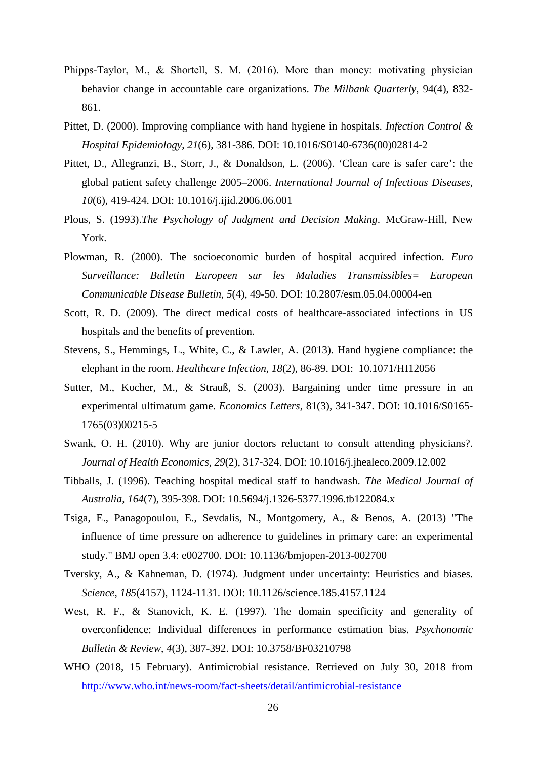Phipps-Taylor, M., & Shortell, S. M. (2016). More than money: motivating physician behavior change in accountable care organizations. *The Milbank Quarterly*, 94(4), 832-861.

Pittet, D. (2000). Improving compliance with hand hygiene in hospitals. *Infection Control & Hospital Epidemiology*, *21*(6), 381-386. DOI: 10.1016/S0140-6736(00)02814-2

Pittet, D., Allegranzi, B., Storr, J., & Donaldson, L. (2006). 'Clean care is safer care': the global patient safety challenge 2005–2006. *International Journal of Infectious Diseases*, *10*(6), 419-424. DOI: 10.1016/j.ijid.2006.06.001

Plous, S. (1993).*The Psychology of Judgment and Decision Making*. McGraw-Hill, New York.

Plowman, R. (2000). The socioeconomic burden of hospital acquired infection. *Euro Surveillance: Bulletin Europeen sur les Maladies Transmissibles= European Communicable Disease Bulletin*, *5*(4), 49-50. DOI: 10.2807/esm.05.04.00004-en

Scott, R. D. (2009). The direct medical costs of healthcare-associated infections in US hospitals and the benefits of prevention.

Stevens, S., Hemmings, L., White, C., & Lawler, A. (2013). Hand hygiene compliance: the elephant in the room. *Healthcare Infection*, *18*(2), 86-89. DOI: 10.1071/HI12056

Sutter, M., Kocher, M., & Strauß, S. (2003). Bargaining under time pressure in an experimental ultimatum game. *Economics Letters*, 81(3), 341-347. DOI: 10.1016/S0165-1765(03)00215-5

Swank, O. H. (2010). Why are junior doctors reluctant to consult attending physicians?. *Journal of Health Economics*, *29*(2), 317-324. DOI: 10.1016/j.jhealeco.2009.12.002

Tibballs, J. (1996). Teaching hospital medical staff to handwash. *The Medical Journal of Australia*, *164*(7), 395-398. DOI: 10.5694/j.1326-5377.1996.tb122084.x

Tsiga, E., Panagopoulou, E., Sevdalis, N., Montgomery, A., & Benos, A. (2013) "The influence of time pressure on adherence to guidelines in primary care: an experimental study." BMJ open 3.4: e002700. DOI: 10.1136/bmjopen-2013-002700

Tversky, A., & Kahneman, D. (1974). Judgment under uncertainty: Heuristics and biases. *Science*, *185*(4157), 1124-1131. DOI: 10.1126/science.185.4157.1124

West, R. F., & Stanovich, K. E. (1997). The domain specificity and generality of overconfidence: Individual differences in performance estimation bias. *Psychonomic Bulletin & Review*, *4*(3), 387-392. DOI: 10.3758/BF03210798

WHO (2018, 15 February). Antimicrobial resistance. Retrieved on July 30, 2018 from http://www.who.int/news-room/fact-sheets/detail/antimicrobial-resistance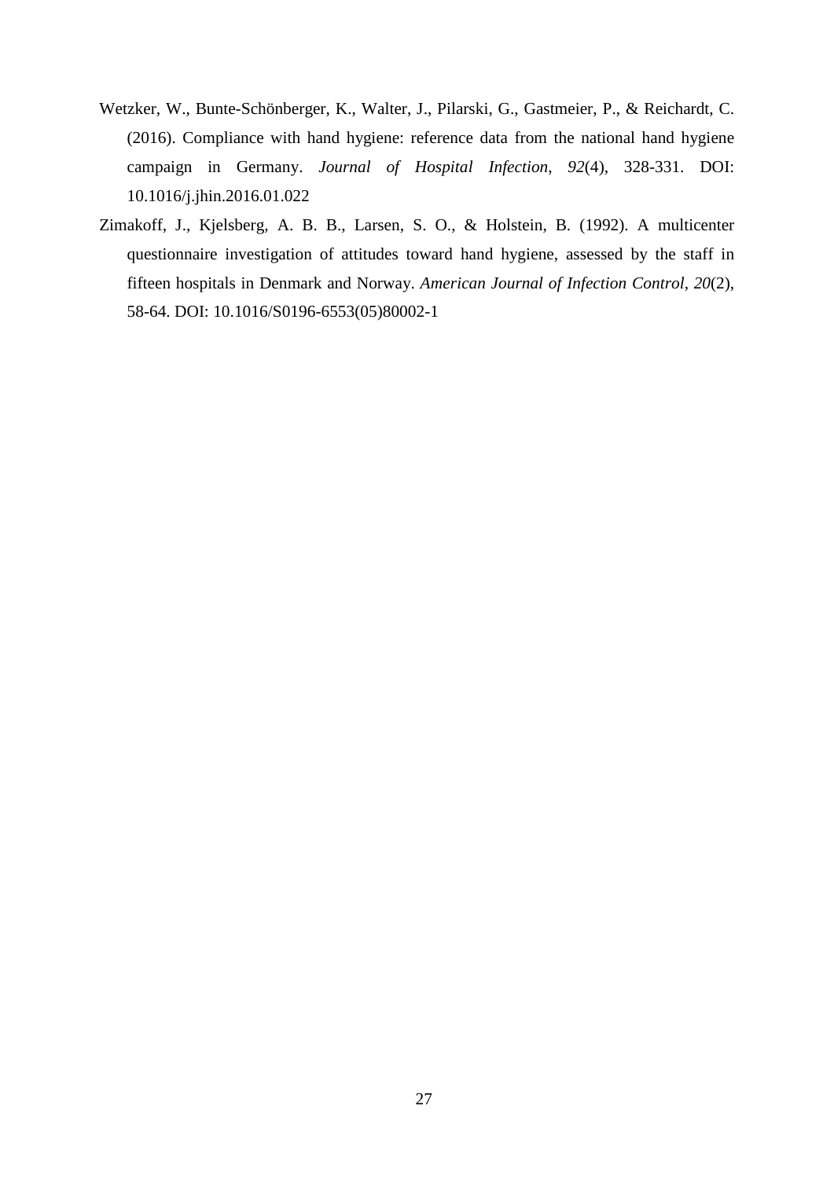Wetzker, W., Bunte-Schönberger, K., Walter, J., Pilarski, G., Gastmeier, P., & Reichardt, C. (2016). Compliance with hand hygiene: reference data from the national hand hygiene campaign in Germany. *Journal of Hospital Infection*, *92*(4), 328-331. DOI: 10.1016/j.jhin.2016.01.022

Zimakoff, J., Kjelsberg, A. B. B., Larsen, S. O., & Holstein, B. (1992). A multicenter questionnaire investigation of attitudes toward hand hygiene, assessed by the staff in fifteen hospitals in Denmark and Norway. *American Journal of Infection Control*, *20*(2), 58-64. DOI: 10.1016/S0196-6553(05)80002-1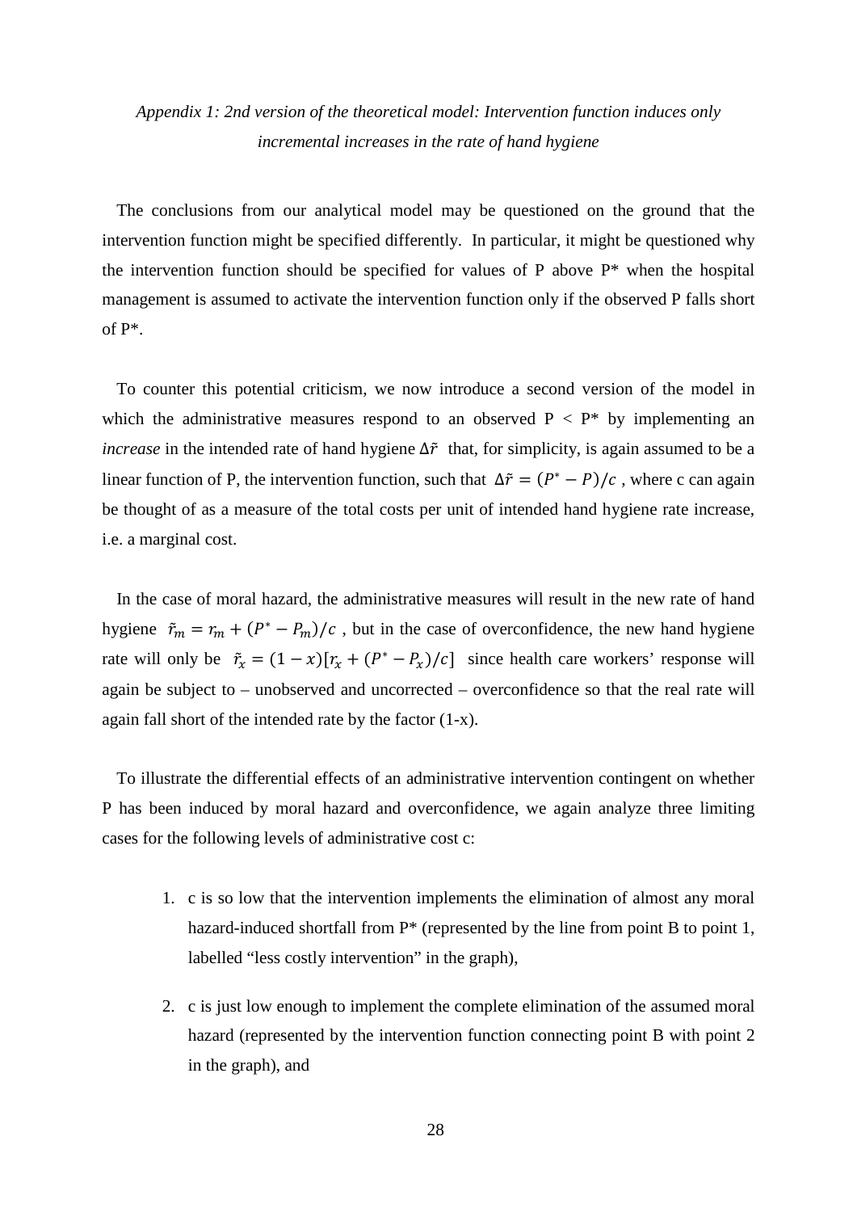*Appendix 1: 2nd version of the theoretical model: Intervention function induces only incremental increases in the rate of hand hygiene*

The conclusions from our analytical model may be questioned on the ground that the intervention function might be specified differently. In particular, it might be questioned why the intervention function should be specified for values of P above P* when the hospital management is assumed to activate the intervention function only if the observed P falls short of P*.

To counter this potential criticism, we now introduce a second version of the model in which the administrative measures respond to an observed P < P* by implementing an *increase* in the intended rate of hand hygiene $\Delta\tilde{r}$ that, for simplicity, is again assumed to be a linear function of P, the intervention function, such that $\Delta\tilde{r} = (P^* - P)/c$ , where c can again be thought of as a measure of the total costs per unit of intended hand hygiene rate increase, i.e. a marginal cost.

In the case of moral hazard, the administrative measures will result in the new rate of hand hygiene $\tilde{r}_m = r_m + (P^* - P_m)/c$ , but in the case of overconfidence, the new hand hygiene rate will only be $\tilde{r}_x = (1 - x)[r_x + (P^* - P_x)/c]$ since health care workers' response will again be subject to – unobserved and uncorrected – overconfidence so that the real rate will again fall short of the intended rate by the factor (1-x).

To illustrate the differential effects of an administrative intervention contingent on whether P has been induced by moral hazard and overconfidence, we again analyze three limiting cases for the following levels of administrative cost c:

1. c is so low that the intervention implements the elimination of almost any moral hazard-induced shortfall from P* (represented by the line from point B to point 1, labelled "less costly intervention" in the graph),

2. c is just low enough to implement the complete elimination of the assumed moral hazard (represented by the intervention function connecting point B with point 2 in the graph), and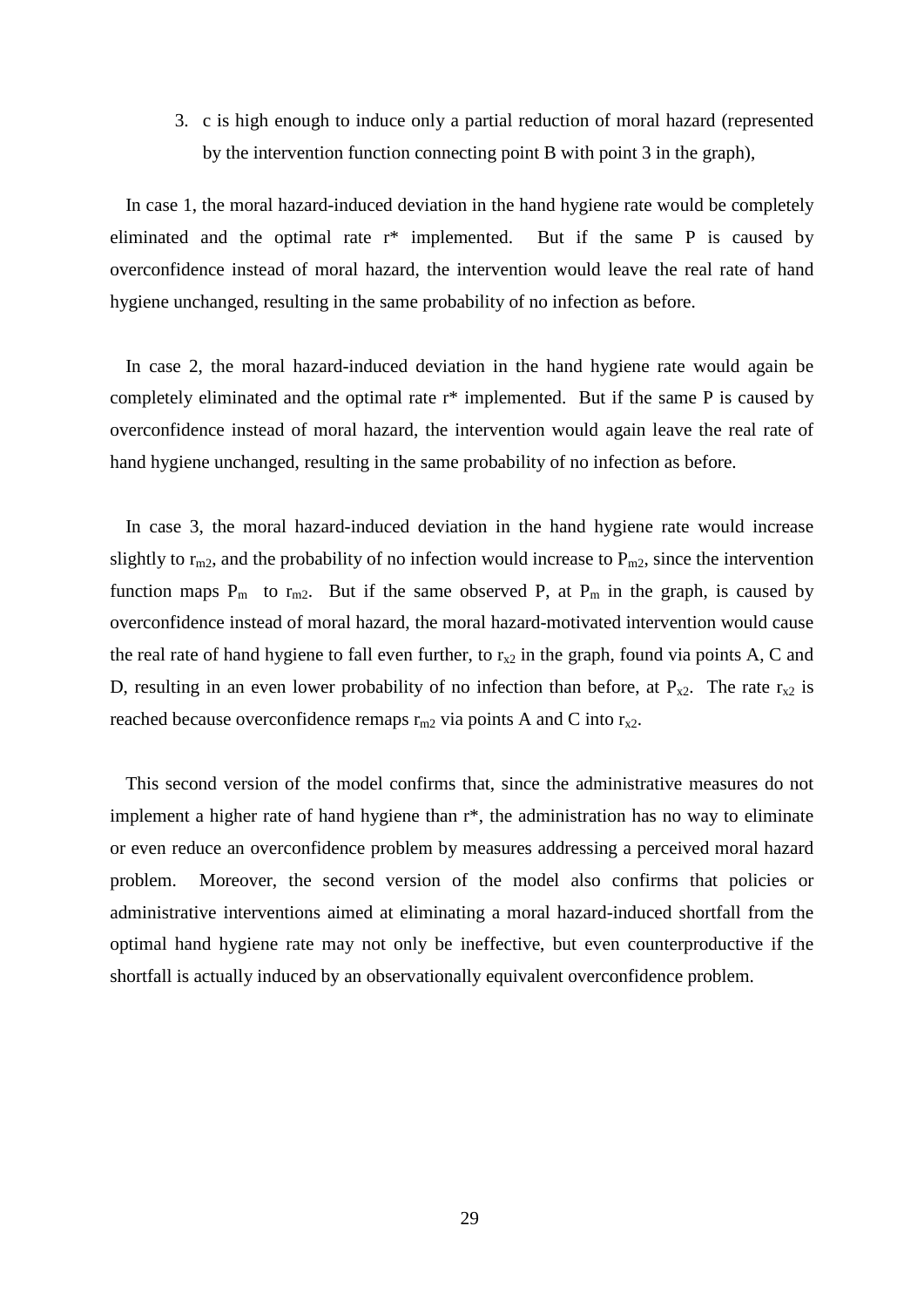3. c is high enough to induce only a partial reduction of moral hazard (represented by the intervention function connecting point B with point 3 in the graph),

In case 1, the moral hazard-induced deviation in the hand hygiene rate would be completely eliminated and the optimal rate r* implemented. But if the same P is caused by overconfidence instead of moral hazard, the intervention would leave the real rate of hand hygiene unchanged, resulting in the same probability of no infection as before.

In case 2, the moral hazard-induced deviation in the hand hygiene rate would again be completely eliminated and the optimal rate r* implemented. But if the same P is caused by overconfidence instead of moral hazard, the intervention would again leave the real rate of hand hygiene unchanged, resulting in the same probability of no infection as before.

In case 3, the moral hazard-induced deviation in the hand hygiene rate would increase slightly to $r_{m2}$, and the probability of no infection would increase to $P_{m2}$, since the intervention function maps $P_m$ to $r_{m2}$. But if the same observed P, at $P_m$ in the graph, is caused by overconfidence instead of moral hazard, the moral hazard-motivated intervention would cause the real rate of hand hygiene to fall even further, to $r_{x2}$ in the graph, found via points A, C and D, resulting in an even lower probability of no infection than before, at $P_{x2}$. The rate $r_{x2}$ is reached because overconfidence remaps $r_{m2}$ via points A and C into $r_{x2}$.

This second version of the model confirms that, since the administrative measures do not implement a higher rate of hand hygiene than r*, the administration has no way to eliminate or even reduce an overconfidence problem by measures addressing a perceived moral hazard problem. Moreover, the second version of the model also confirms that policies or administrative interventions aimed at eliminating a moral hazard-induced shortfall from the optimal hand hygiene rate may not only be ineffective, but even counterproductive if the shortfall is actually induced by an observationally equivalent overconfidence problem.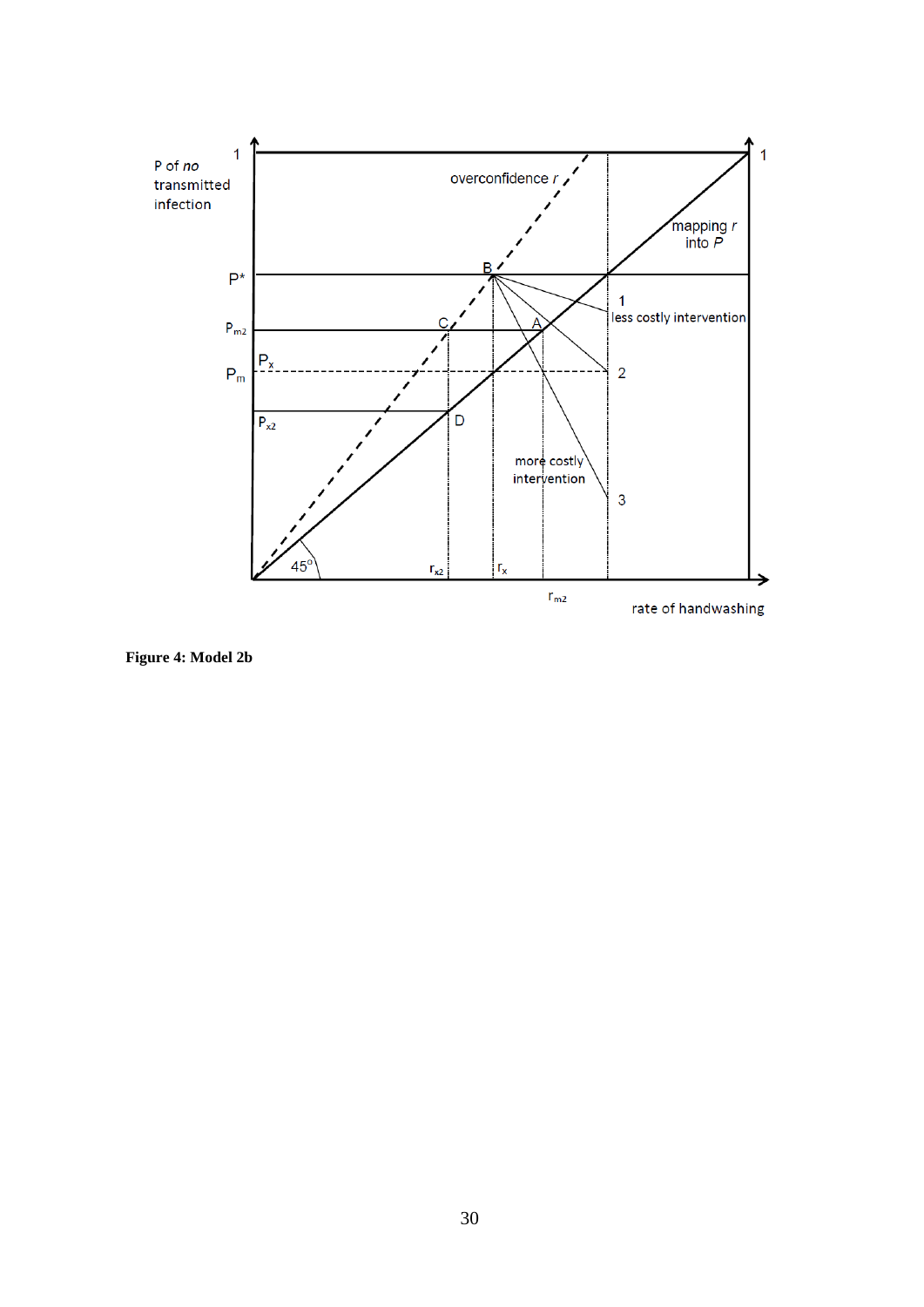**Figure 4: Model 2b**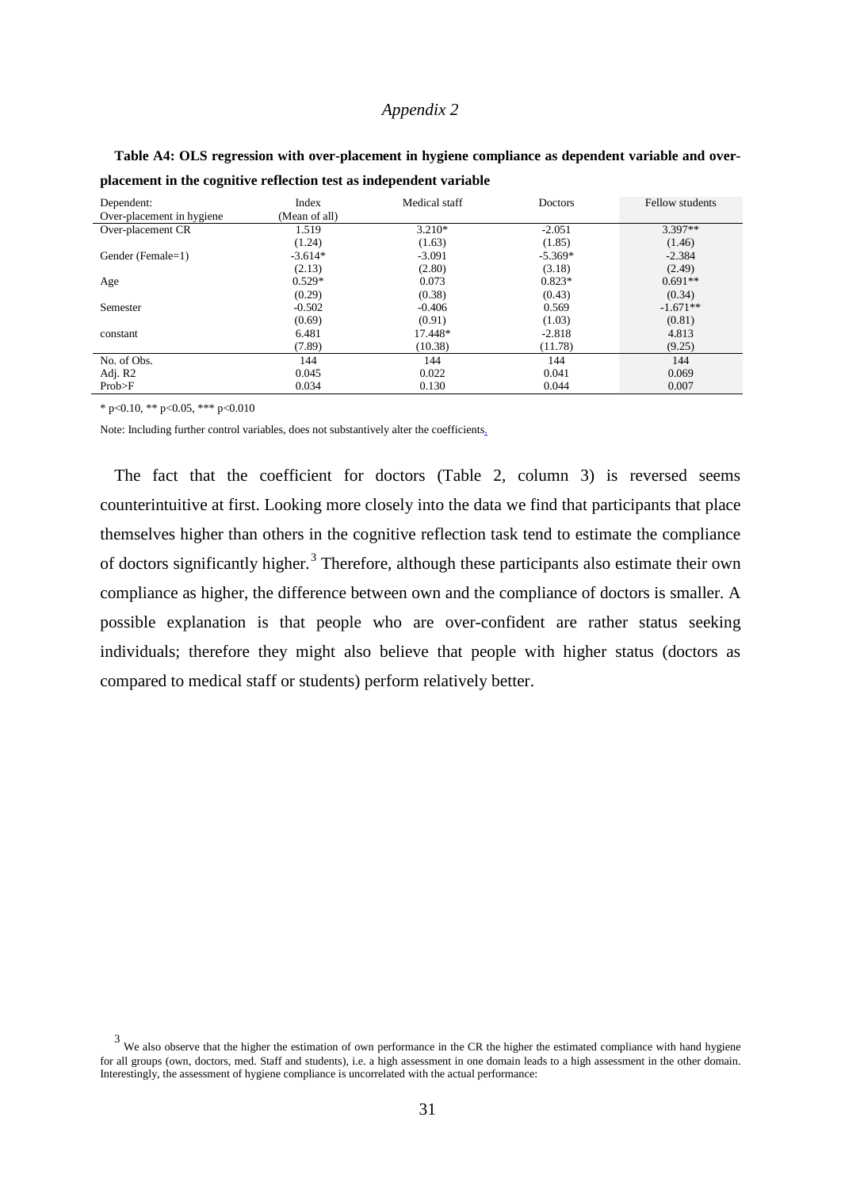*Appendix 2*

**Table A4: OLS regression with over-placement in hygiene compliance as dependent variable and over-placement in the cognitive reflection test as independent variable**

| Dependent: Over-placement in hygiene | Index (Mean of all) | Medical staff | Doctors | Fellow students |
|---|---|---|---|---|
| Over-placement CR | 1.519 | 3.210* | -2.051 | 3.397** |
| | (1.24) | (1.63) | (1.85) | (1.46) |
| Gender (Female=1) | -3.614* | -3.091 | -5.369* | -2.384 |
| | (2.13) | (2.80) | (3.18) | (2.49) |
| Age | 0.529* | 0.073 | 0.823* | 0.691** |
| | (0.29) | (0.38) | (0.43) | (0.34) |
| Semester | -0.502 | -0.406 | 0.569 | -1.671** |
| | (0.69) | (0.91) | (1.03) | (0.81) |
| constant | 6.481 | 17.448* | -2.818 | 4.813 |
| | (7.89) | (10.38) | (11.78) | (9.25) |
| No. of Obs. | 144 | 144 | 144 | 144 |
| Adj. R2 | 0.045 | 0.022 | 0.041 | 0.069 |
| Prob>F | 0.034 | 0.130 | 0.044 | 0.007 |

* p<0.10, ** p<0.05, *** p<0.010

Note: Including further control variables, does not substantively alter the coefficients.

The fact that the coefficient for doctors (Table 2, column 3) is reversed seems counterintuitive at first. Looking more closely into the data we find that participants that place themselves higher than others in the cognitive reflection task tend to estimate the compliance of doctors significantly higher.[3] Therefore, although these participants also estimate their own compliance as higher, the difference between own and the compliance of doctors is smaller. A possible explanation is that people who are over-confident are rather status seeking individuals; therefore they might also believe that people with higher status (doctors as compared to medical staff or students) perform relatively better.

[3] We also observe that the higher the estimation of own performance in the CR the higher the estimated compliance with hand hygiene for all groups (own, doctors, med. Staff and students), i.e. a high assessment in one domain leads to a high assessment in the other domain. Interestingly, the assessment of hygiene compliance is uncorrelated with the actual performance: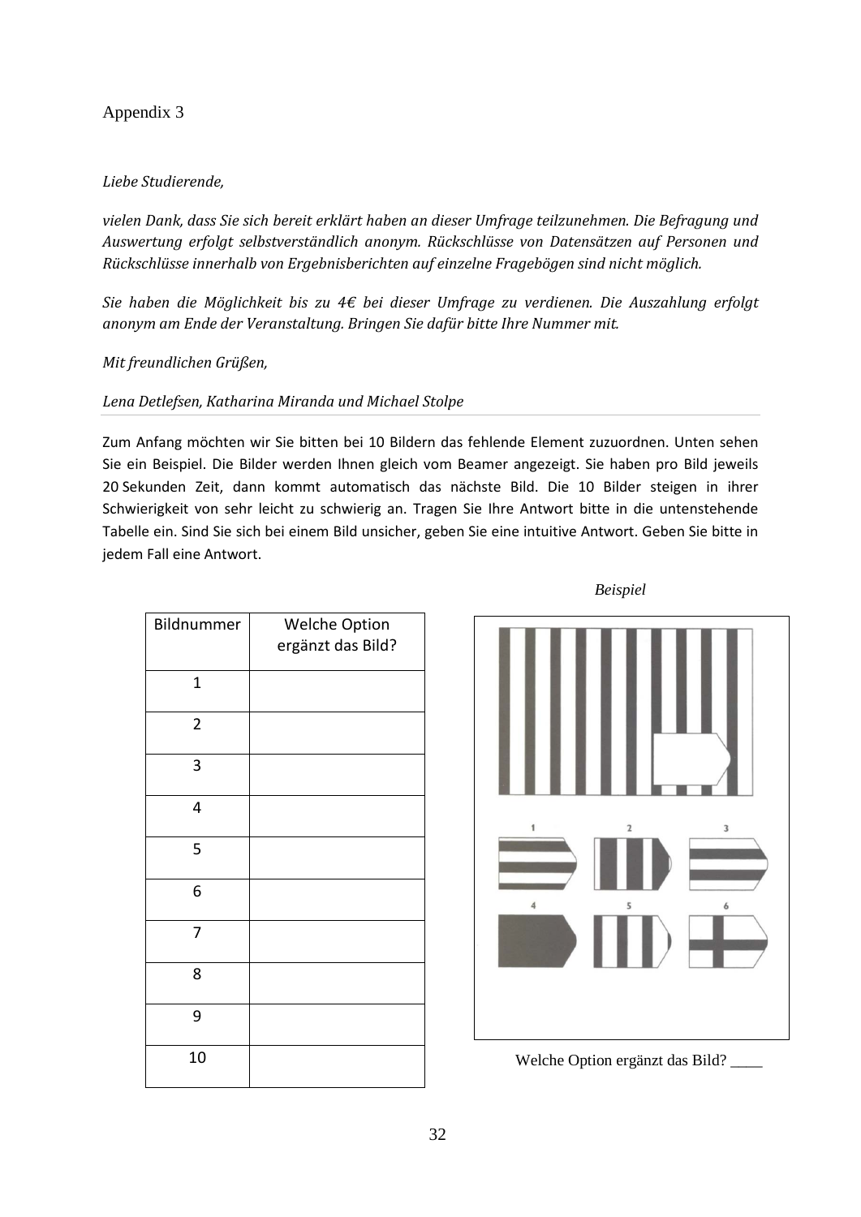Appendix 3

*Liebe Studierende,*

*vielen Dank, dass Sie sich bereit erklärt haben an dieser Umfrage teilzunehmen. Die Befragung und Auswertung erfolgt selbstverständlich anonym. Rückschlüsse von Datensätzen auf Personen und Rückschlüsse innerhalb von Ergebnisberichten auf einzelne Fragebögen sind nicht möglich.*

*Sie haben die Möglichkeit bis zu 4€ bei dieser Umfrage zu verdienen. Die Auszahlung erfolgt anonym am Ende der Veranstaltung. Bringen Sie dafür bitte Ihre Nummer mit.*

*Mit freundlichen Grüßen,*

*Lena Detlefsen, Katharina Miranda und Michael Stolpe*

---

Zum Anfang möchten wir Sie bitten bei 10 Bildern das fehlende Element zuzuordnen. Unten sehen Sie ein Beispiel. Die Bilder werden Ihnen gleich vom Beamer angezeigt. Sie haben pro Bild jeweils 20 Sekunden Zeit, dann kommt automatisch das nächste Bild. Die 10 Bilder steigen in ihrer Schwierigkeit von sehr leicht zu schwierig an. Tragen Sie Ihre Antwort bitte in die untenstehende Tabelle ein. Sind Sie sich bei einem Bild unsicher, geben Sie eine intuitive Antwort. Geben Sie bitte in jedem Fall eine Antwort.

| Bildnummer | Welche Option ergänzt das Bild? |
|---|---|
| 1 | |
| 2 | |
| 3 | |
| 4 | |
| 5 | |
| 6 | |
| 7 | |
| 8 | |
| 9 | |
| 10 | |

*Beispiel*

Welche Option ergänzt das Bild? ____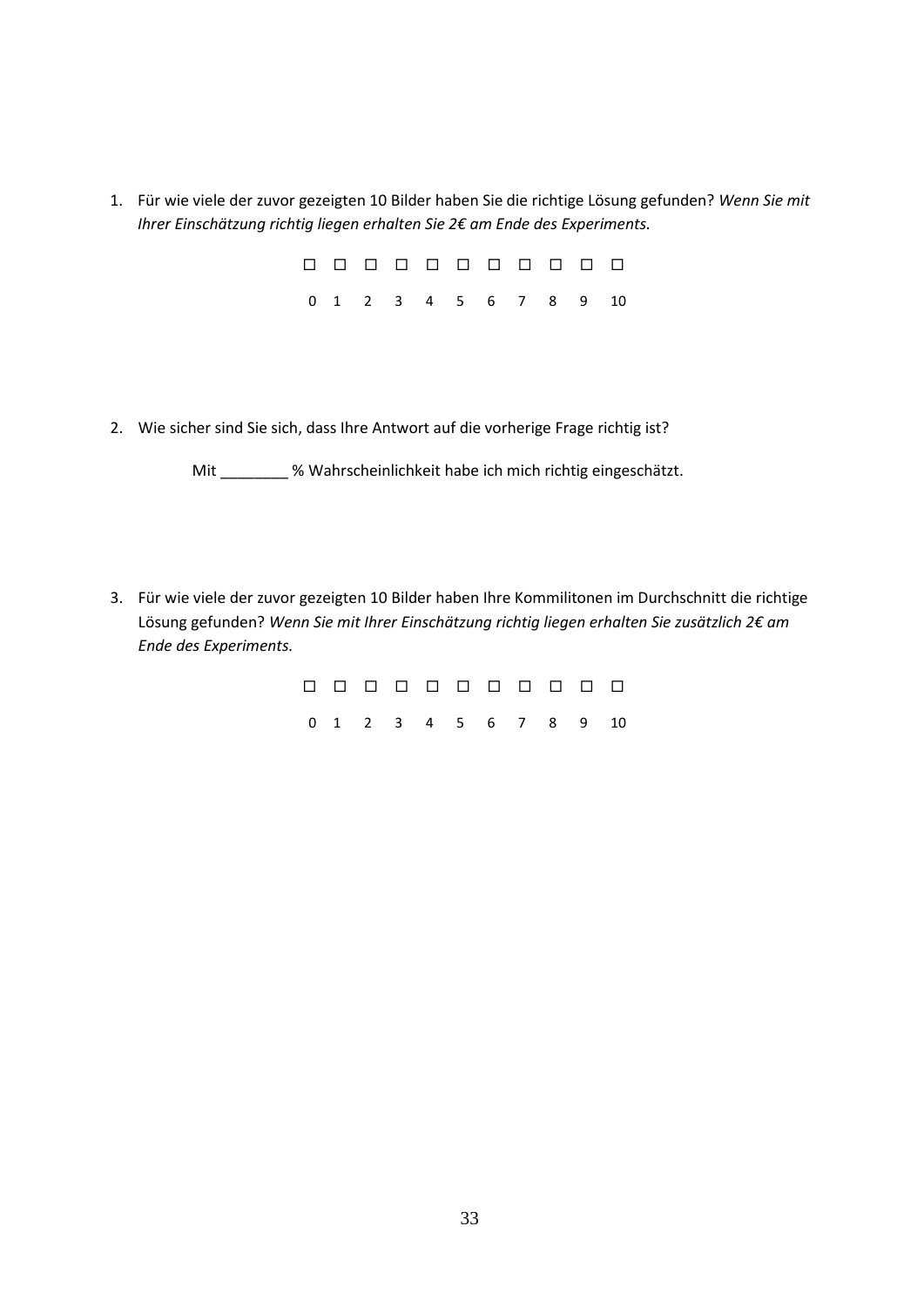1. Für wie viele der zuvor gezeigten 10 Bilder haben Sie die richtige Lösung gefunden? *Wenn Sie mit Ihrer Einschätzung richtig liegen erhalten Sie 2€ am Ende des Experiments.*

| ☐ | ☐ | ☐ | ☐ | ☐ | ☐ | ☐ | ☐ | ☐ | ☐ | ☐ |
|---|---|---|---|---|---|---|---|---|---|---|
| 0 | 1 | 2 | 3 | 4 | 5 | 6 | 7 | 8 | 9 | 10 |

2. Wie sicher sind Sie sich, dass Ihre Antwort auf die vorherige Frage richtig ist?

   Mit ________ % Wahrscheinlichkeit habe ich mich richtig eingeschätzt.

3. Für wie viele der zuvor gezeigten 10 Bilder haben Ihre Kommilitonen im Durchschnitt die richtige Lösung gefunden? *Wenn Sie mit Ihrer Einschätzung richtig liegen erhalten Sie zusätzlich 2€ am Ende des Experiments.*

| ☐ | ☐ | ☐ | ☐ | ☐ | ☐ | ☐ | ☐ | ☐ | ☐ | ☐ |
|---|---|---|---|---|---|---|---|---|---|---|
| 0 | 1 | 2 | 3 | 4 | 5 | 6 | 7 | 8 | 9 | 10 |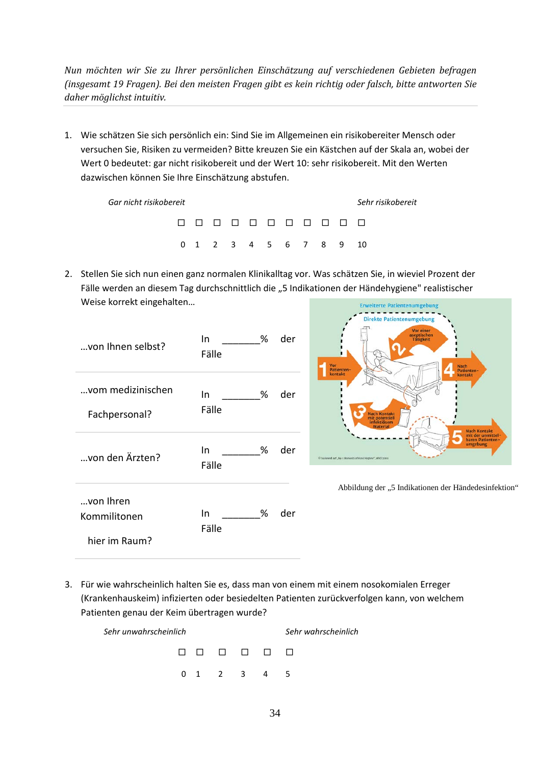*Nun möchten wir Sie zu Ihrer persönlichen Einschätzung auf verschiedenen Gebieten befragen (insgesamt 19 Fragen). Bei den meisten Fragen gibt es kein richtig oder falsch, bitte antworten Sie daher möglichst intuitiv.*

---

1. Wie schätzen Sie sich persönlich ein: Sind Sie im Allgemeinen ein risikobereiter Mensch oder versuchen Sie, Risiken zu vermeiden? Bitte kreuzen Sie ein Kästchen auf der Skala an, wobei der Wert 0 bedeutet: gar nicht risikobereit und der Wert 10: sehr risikobereit. Mit den Werten dazwischen können Sie Ihre Einschätzung abstufen.

   *Gar nicht risikobereit* — *Sehr risikobereit*

   | ☐ | ☐ | ☐ | ☐ | ☐ | ☐ | ☐ | ☐ | ☐ | ☐ | ☐ |
   |---|---|---|---|---|---|---|---|---|---|---|
   | 0 | 1 | 2 | 3 | 4 | 5 | 6 | 7 | 8 | 9 | 10 |

2. Stellen Sie sich nun einen ganz normalen Klinikalltag vor. Was schätzen Sie, in wieviel Prozent der Fälle werden an diesem Tag durchschnittlich die „5 Indikationen der Händehygiene" realistischer Weise korrekt eingehalten…

   | | |
   |---|---|
   | …von Ihnen selbst? | In _______% der Fälle |
   | …vom medizinischen Fachpersonal? | In _______% der Fälle |
   | …von den Ärzten? | In _______% der Fälle |
   | …von Ihren Kommilitonen hier im Raum? | In _______% der Fälle |

   Abbildung der „5 Indikationen der Händedesinfektion"

3. Für wie wahrscheinlich halten Sie es, dass man von einem mit einem nosokomialen Erreger (Krankenhauskeim) infizierten oder besiedelten Patienten zurückverfolgen kann, von welchem Patienten genau der Keim übertragen wurde?

   *Sehr unwahrscheinlich* — *Sehr wahrscheinlich*

   | ☐ | ☐ | ☐ | ☐ | ☐ | ☐ |
   |---|---|---|---|---|---|
   | 0 | 1 | 2 | 3 | 4 | 5 |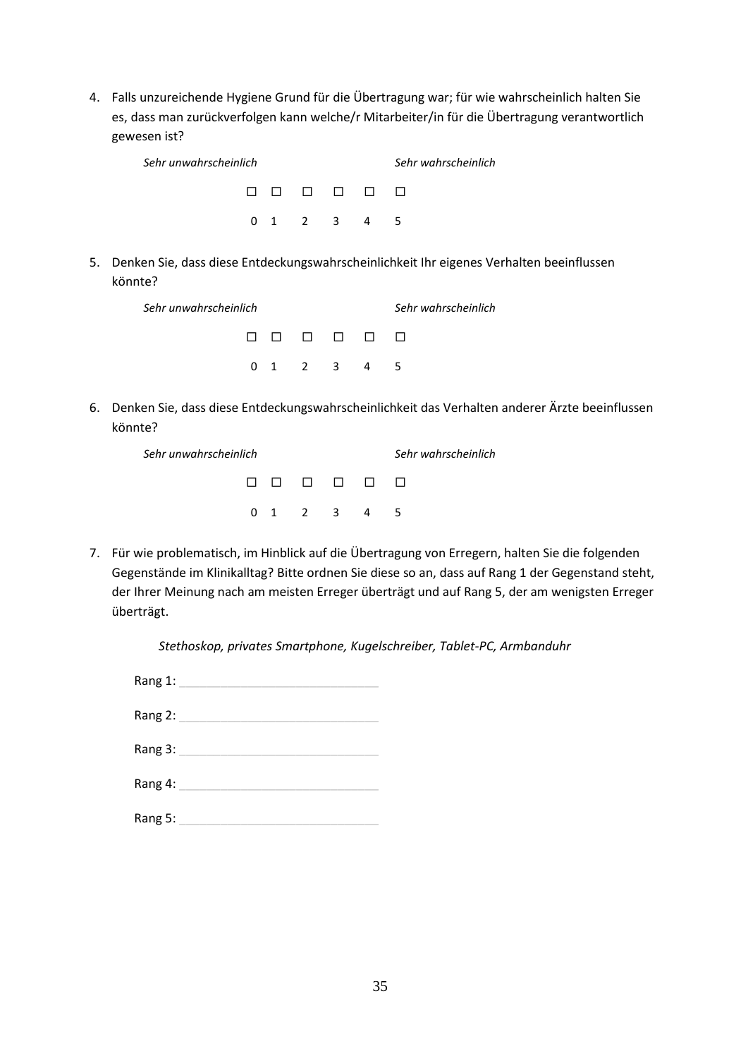4. Falls unzureichende Hygiene Grund für die Übertragung war; für wie wahrscheinlich halten Sie es, dass man zurückverfolgen kann welche/r Mitarbeiter/in für die Übertragung verantwortlich gewesen ist?

   *Sehr unwahrscheinlich* *Sehr wahrscheinlich*

   ☐ ☐ ☐ ☐ ☐ ☐

   0 1 2 3 4 5

5. Denken Sie, dass diese Entdeckungswahrscheinlichkeit Ihr eigenes Verhalten beeinflussen könnte?

   *Sehr unwahrscheinlich* *Sehr wahrscheinlich*

   ☐ ☐ ☐ ☐ ☐ ☐

   0 1 2 3 4 5

6. Denken Sie, dass diese Entdeckungswahrscheinlichkeit das Verhalten anderer Ärzte beeinflussen könnte?

   *Sehr unwahrscheinlich* *Sehr wahrscheinlich*

   ☐ ☐ ☐ ☐ ☐ ☐

   0 1 2 3 4 5

7. Für wie problematisch, im Hinblick auf die Übertragung von Erregern, halten Sie die folgenden Gegenstände im Klinikalltag? Bitte ordnen Sie diese so an, dass auf Rang 1 der Gegenstand steht, der Ihrer Meinung nach am meisten Erreger überträgt und auf Rang 5, der am wenigsten Erreger überträgt.

   *Stethoskop, privates Smartphone, Kugelschreiber, Tablet-PC, Armbanduhr*

   Rang 1: ______________________________

   Rang 2: ______________________________

   Rang 3: ______________________________

   Rang 4: ______________________________

   Rang 5: ______________________________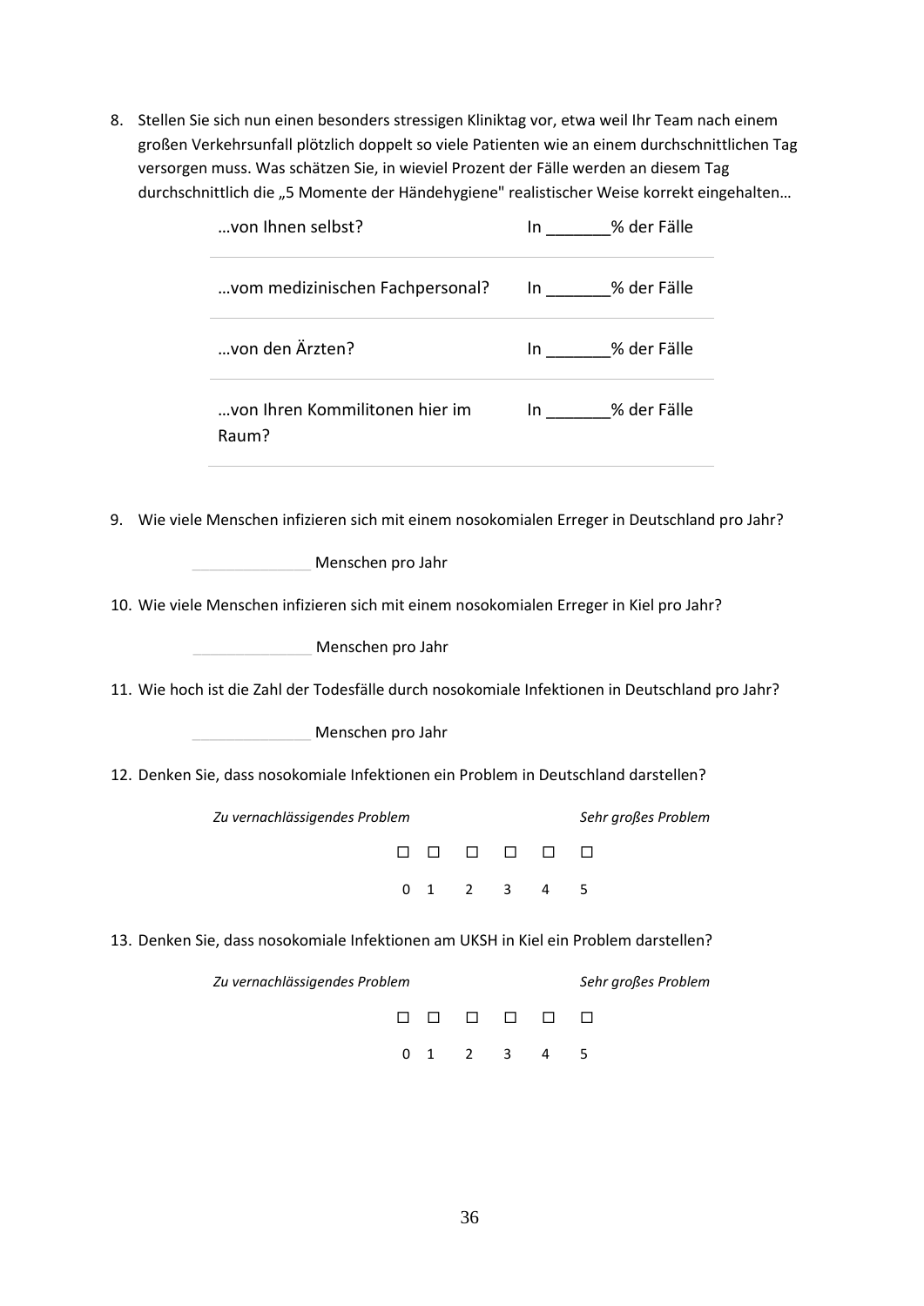8. Stellen Sie sich nun einen besonders stressigen Kliniktag vor, etwa weil Ihr Team nach einem großen Verkehrsunfall plötzlich doppelt so viele Patienten wie an einem durchschnittlichen Tag versorgen muss. Was schätzen Sie, in wieviel Prozent der Fälle werden an diesem Tag durchschnittlich die „5 Momente der Händehygiene" realistischer Weise korrekt eingehalten…

| | |
|---|---|
| …von Ihnen selbst? | In _______% der Fälle |
| …vom medizinischen Fachpersonal? | In _______% der Fälle |
| …von den Ärzten? | In _______% der Fälle |
| …von Ihren Kommilitonen hier im Raum? | In _______% der Fälle |

9. Wie viele Menschen infizieren sich mit einem nosokomialen Erreger in Deutschland pro Jahr?

   _______________ Menschen pro Jahr

10. Wie viele Menschen infizieren sich mit einem nosokomialen Erreger in Kiel pro Jahr?

    _______________ Menschen pro Jahr

11. Wie hoch ist die Zahl der Todesfälle durch nosokomiale Infektionen in Deutschland pro Jahr?

    _______________ Menschen pro Jahr

12. Denken Sie, dass nosokomiale Infektionen ein Problem in Deutschland darstellen?

    *Zu vernachlässigendes Problem* — *Sehr großes Problem*

    ☐ ☐ ☐ ☐ ☐ ☐

    0 1 2 3 4 5

13. Denken Sie, dass nosokomiale Infektionen am UKSH in Kiel ein Problem darstellen?

    *Zu vernachlässigendes Problem* — *Sehr großes Problem*

    ☐ ☐ ☐ ☐ ☐ ☐

    0 1 2 3 4 5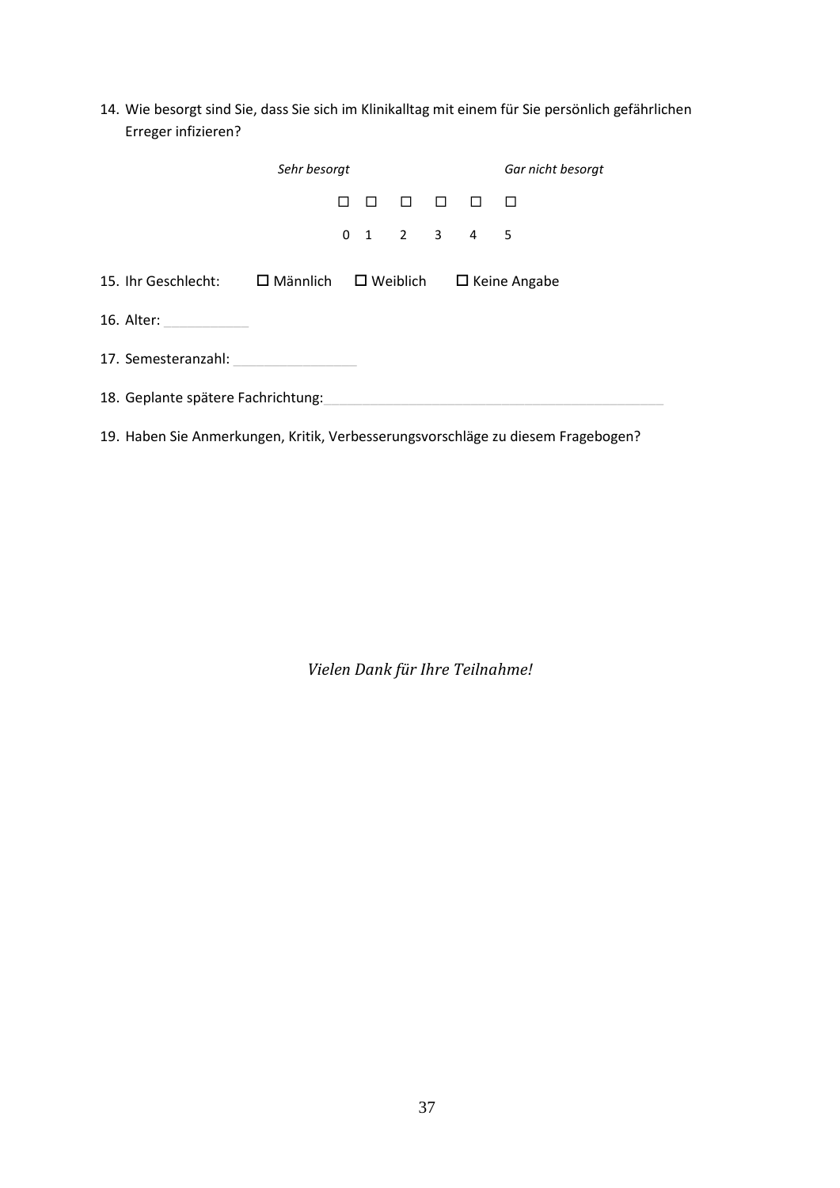14. Wie besorgt sind Sie, dass Sie sich im Klinikalltag mit einem für Sie persönlich gefährlichen Erreger infizieren?

| *Sehr besorgt* | | | | | *Gar nicht besorgt* |
|---|---|---|---|---|---|
| ☐ | ☐ | ☐ | ☐ | ☐ | ☐ |
| 0 | 1 | 2 | 3 | 4 | 5 |

15. Ihr Geschlecht: ☐ Männlich ☐ Weiblich ☐ Keine Angabe

16. Alter: ___________

17. Semesteranzahl: ________________

18. Geplante spätere Fachrichtung: ____________________________________________

19. Haben Sie Anmerkungen, Kritik, Verbesserungsvorschläge zu diesem Fragebogen?

*Vielen Dank für Ihre Teilnahme!*